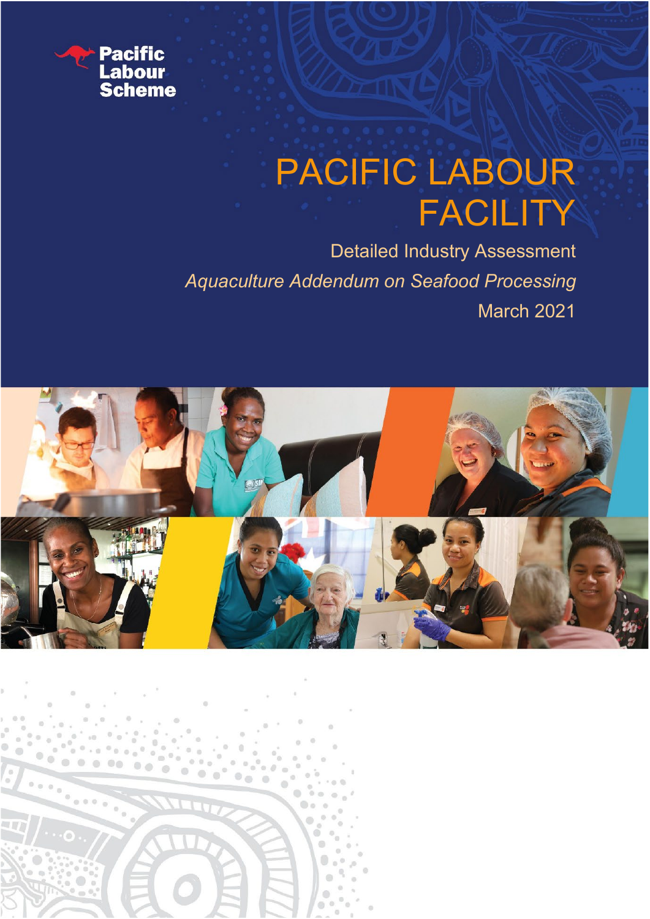Pacific Labour Scheme

# PACIFIC LABOUR FACILITY

Detailed Industry Assessment

*Aquaculture Addendum on Seafood Processing*

March 2021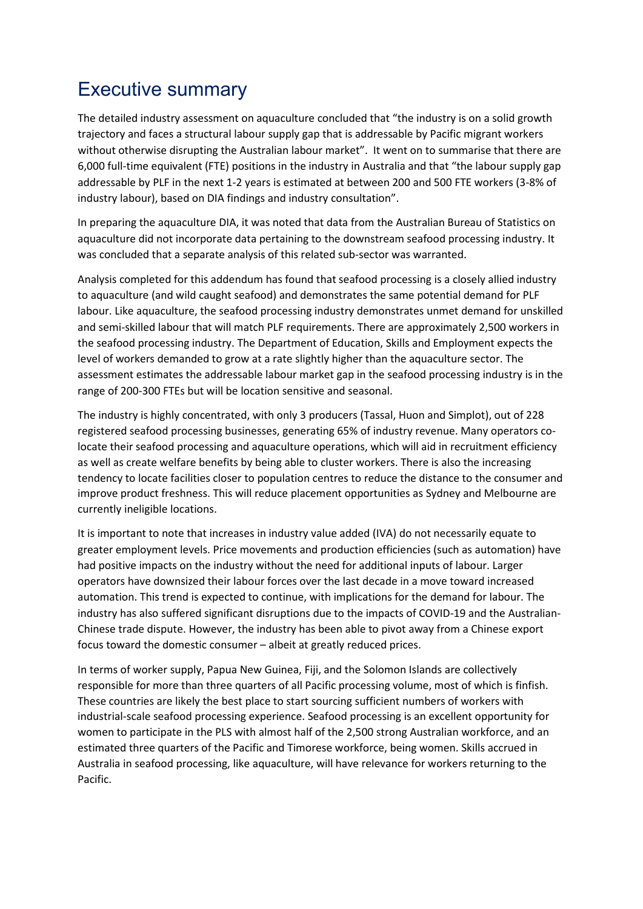# Executive summary

The detailed industry assessment on aquaculture concluded that "the industry is on a solid growth trajectory and faces a structural labour supply gap that is addressable by Pacific migrant workers without otherwise disrupting the Australian labour market". It went on to summarise that there are 6,000 full-time equivalent (FTE) positions in the industry in Australia and that "the labour supply gap addressable by PLF in the next 1-2 years is estimated at between 200 and 500 FTE workers (3-8% of industry labour), based on DIA findings and industry consultation".

In preparing the aquaculture DIA, it was noted that data from the Australian Bureau of Statistics on aquaculture did not incorporate data pertaining to the downstream seafood processing industry. It was concluded that a separate analysis of this related sub-sector was warranted.

Analysis completed for this addendum has found that seafood processing is a closely allied industry to aquaculture (and wild caught seafood) and demonstrates the same potential demand for PLF labour. Like aquaculture, the seafood processing industry demonstrates unmet demand for unskilled and semi-skilled labour that will match PLF requirements. There are approximately 2,500 workers in the seafood processing industry. The Department of Education, Skills and Employment expects the level of workers demanded to grow at a rate slightly higher than the aquaculture sector. The assessment estimates the addressable labour market gap in the seafood processing industry is in the range of 200-300 FTEs but will be location sensitive and seasonal.

The industry is highly concentrated, with only 3 producers (Tassal, Huon and Simplot), out of 228 registered seafood processing businesses, generating 65% of industry revenue. Many operators co-locate their seafood processing and aquaculture operations, which will aid in recruitment efficiency as well as create welfare benefits by being able to cluster workers. There is also the increasing tendency to locate facilities closer to population centres to reduce the distance to the consumer and improve product freshness. This will reduce placement opportunities as Sydney and Melbourne are currently ineligible locations.

It is important to note that increases in industry value added (IVA) do not necessarily equate to greater employment levels. Price movements and production efficiencies (such as automation) have had positive impacts on the industry without the need for additional inputs of labour. Larger operators have downsized their labour forces over the last decade in a move toward increased automation. This trend is expected to continue, with implications for the demand for labour. The industry has also suffered significant disruptions due to the impacts of COVID-19 and the Australian-Chinese trade dispute. However, the industry has been able to pivot away from a Chinese export focus toward the domestic consumer – albeit at greatly reduced prices.

In terms of worker supply, Papua New Guinea, Fiji, and the Solomon Islands are collectively responsible for more than three quarters of all Pacific processing volume, most of which is finfish. These countries are likely the best place to start sourcing sufficient numbers of workers with industrial-scale seafood processing experience. Seafood processing is an excellent opportunity for women to participate in the PLS with almost half of the 2,500 strong Australian workforce, and an estimated three quarters of the Pacific and Timorese workforce, being women. Skills accrued in Australia in seafood processing, like aquaculture, will have relevance for workers returning to the Pacific.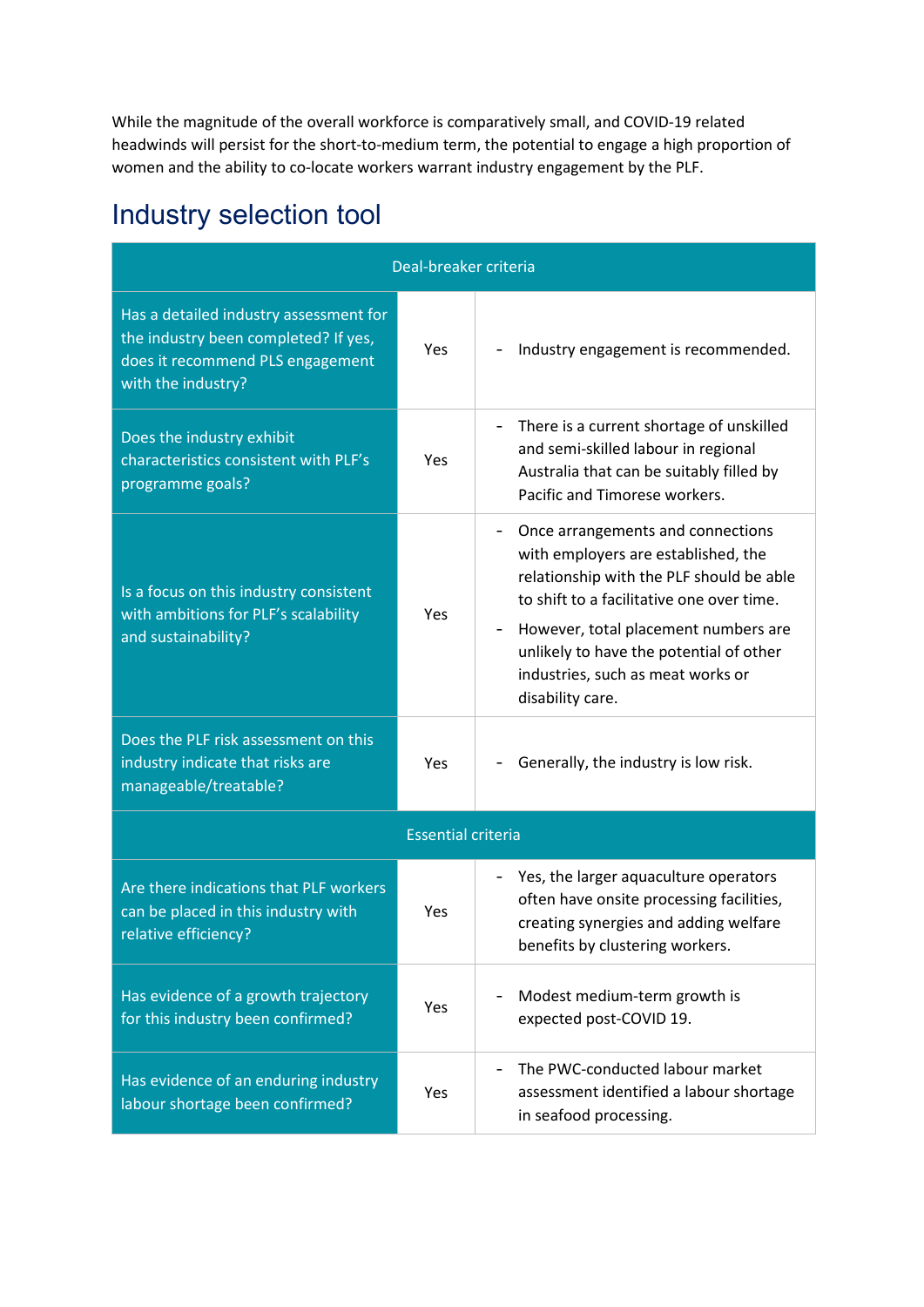While the magnitude of the overall workforce is comparatively small, and COVID-19 related headwinds will persist for the short-to-medium term, the potential to engage a high proportion of women and the ability to co-locate workers warrant industry engagement by the PLF.

## Industry selection tool

| Deal-breaker criteria | | |
|---|---|---|
| Has a detailed industry assessment for the industry been completed? If yes, does it recommend PLS engagement with the industry? | Yes | - Industry engagement is recommended. |
| Does the industry exhibit characteristics consistent with PLF's programme goals? | Yes | - There is a current shortage of unskilled and semi-skilled labour in regional Australia that can be suitably filled by Pacific and Timorese workers. |
| Is a focus on this industry consistent with ambitions for PLF's scalability and sustainability? | Yes | - Once arrangements and connections with employers are established, the relationship with the PLF should be able to shift to a facilitative one over time.<br>- However, total placement numbers are unlikely to have the potential of other industries, such as meat works or disability care. |
| Does the PLF risk assessment on this industry indicate that risks are manageable/treatable? | Yes | - Generally, the industry is low risk. |
| **Essential criteria** | | |
| Are there indications that PLF workers can be placed in this industry with relative efficiency? | Yes | - Yes, the larger aquaculture operators often have onsite processing facilities, creating synergies and adding welfare benefits by clustering workers. |
| Has evidence of a growth trajectory for this industry been confirmed? | Yes | - Modest medium-term growth is expected post-COVID 19. |
| Has evidence of an enduring industry labour shortage been confirmed? | Yes | - The PWC-conducted labour market assessment identified a labour shortage in seafood processing. |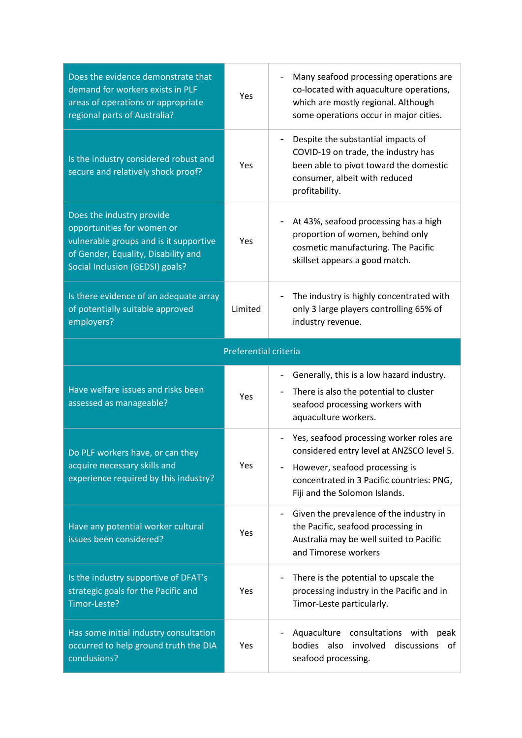| | | |
|---|---|---|
| Does the evidence demonstrate that demand for workers exists in PLF areas of operations or appropriate regional parts of Australia? | Yes | - Many seafood processing operations are co-located with aquaculture operations, which are mostly regional. Although some operations occur in major cities. |
| Is the industry considered robust and secure and relatively shock proof? | Yes | - Despite the substantial impacts of COVID-19 on trade, the industry has been able to pivot toward the domestic consumer, albeit with reduced profitability. |
| Does the industry provide opportunities for women or vulnerable groups and is it supportive of Gender, Equality, Disability and Social Inclusion (GEDSI) goals? | Yes | - At 43%, seafood processing has a high proportion of women, behind only cosmetic manufacturing. The Pacific skillset appears a good match. |
| Is there evidence of an adequate array of potentially suitable approved employers? | Limited | - The industry is highly concentrated with only 3 large players controlling 65% of industry revenue. |
| **Preferential criteria** | | |
| Have welfare issues and risks been assessed as manageable? | Yes | - Generally, this is a low hazard industry.<br>- There is also the potential to cluster seafood processing workers with aquaculture workers. |
| Do PLF workers have, or can they acquire necessary skills and experience required by this industry? | Yes | - Yes, seafood processing worker roles are considered entry level at ANZSCO level 5.<br>- However, seafood processing is concentrated in 3 Pacific countries: PNG, Fiji and the Solomon Islands. |
| Have any potential worker cultural issues been considered? | Yes | - Given the prevalence of the industry in the Pacific, seafood processing in Australia may be well suited to Pacific and Timorese workers |
| Is the industry supportive of DFAT's strategic goals for the Pacific and Timor-Leste? | Yes | - There is the potential to upscale the processing industry in the Pacific and in Timor-Leste particularly. |
| Has some initial industry consultation occurred to help ground truth the DIA conclusions? | Yes | - Aquaculture consultations with peak bodies also involved discussions of seafood processing. |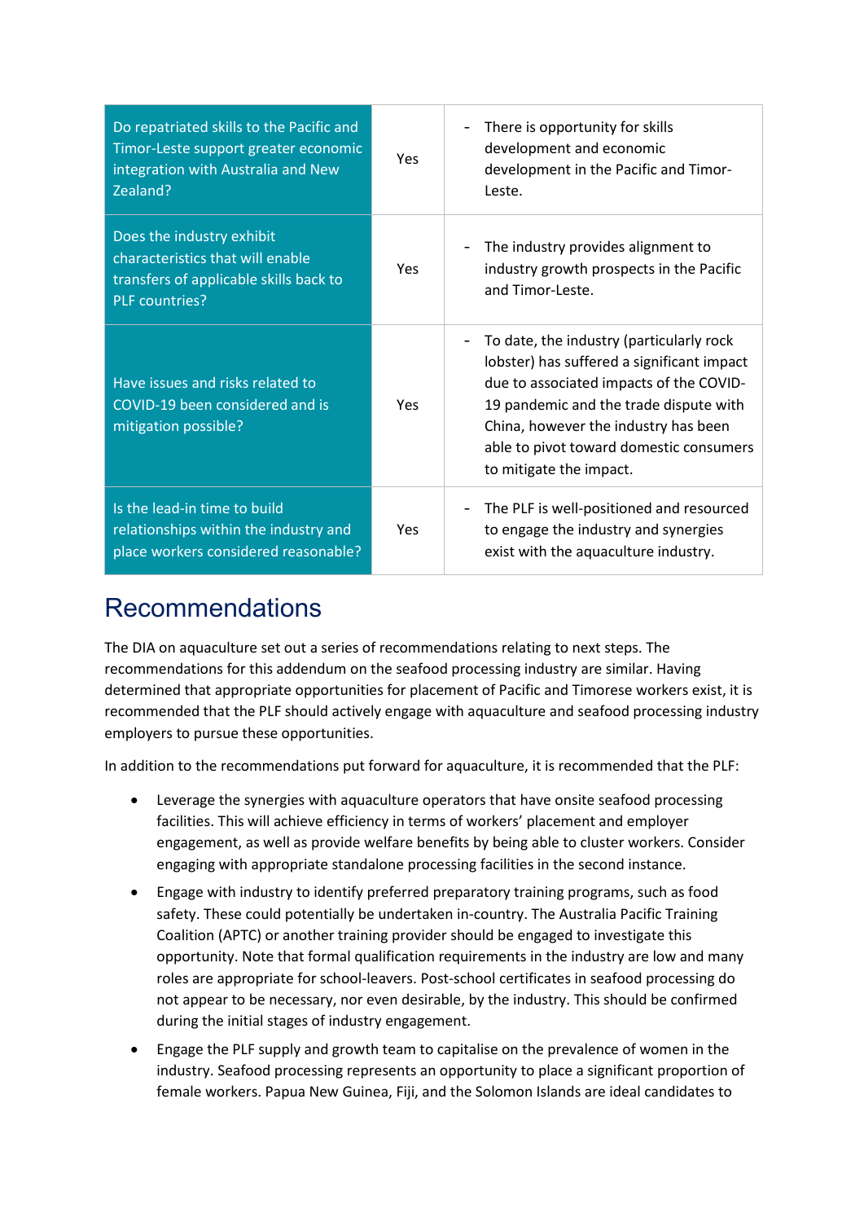| | | |
|---|---|---|
| Do repatriated skills to the Pacific and Timor-Leste support greater economic integration with Australia and New Zealand? | Yes | - There is opportunity for skills development and economic development in the Pacific and Timor-Leste. |
| Does the industry exhibit characteristics that will enable transfers of applicable skills back to PLF countries? | Yes | - The industry provides alignment to industry growth prospects in the Pacific and Timor-Leste. |
| Have issues and risks related to COVID-19 been considered and is mitigation possible? | Yes | - To date, the industry (particularly rock lobster) has suffered a significant impact due to associated impacts of the COVID-19 pandemic and the trade dispute with China, however the industry has been able to pivot toward domestic consumers to mitigate the impact. |
| Is the lead-in time to build relationships within the industry and place workers considered reasonable? | Yes | - The PLF is well-positioned and resourced to engage the industry and synergies exist with the aquaculture industry. |

# Recommendations

The DIA on aquaculture set out a series of recommendations relating to next steps. The recommendations for this addendum on the seafood processing industry are similar. Having determined that appropriate opportunities for placement of Pacific and Timorese workers exist, it is recommended that the PLF should actively engage with aquaculture and seafood processing industry employers to pursue these opportunities.

In addition to the recommendations put forward for aquaculture, it is recommended that the PLF:

- Leverage the synergies with aquaculture operators that have onsite seafood processing facilities. This will achieve efficiency in terms of workers' placement and employer engagement, as well as provide welfare benefits by being able to cluster workers. Consider engaging with appropriate standalone processing facilities in the second instance.
- Engage with industry to identify preferred preparatory training programs, such as food safety. These could potentially be undertaken in-country. The Australia Pacific Training Coalition (APTC) or another training provider should be engaged to investigate this opportunity. Note that formal qualification requirements in the industry are low and many roles are appropriate for school-leavers. Post-school certificates in seafood processing do not appear to be necessary, nor even desirable, by the industry. This should be confirmed during the initial stages of industry engagement.
- Engage the PLF supply and growth team to capitalise on the prevalence of women in the industry. Seafood processing represents an opportunity to place a significant proportion of female workers. Papua New Guinea, Fiji, and the Solomon Islands are ideal candidates to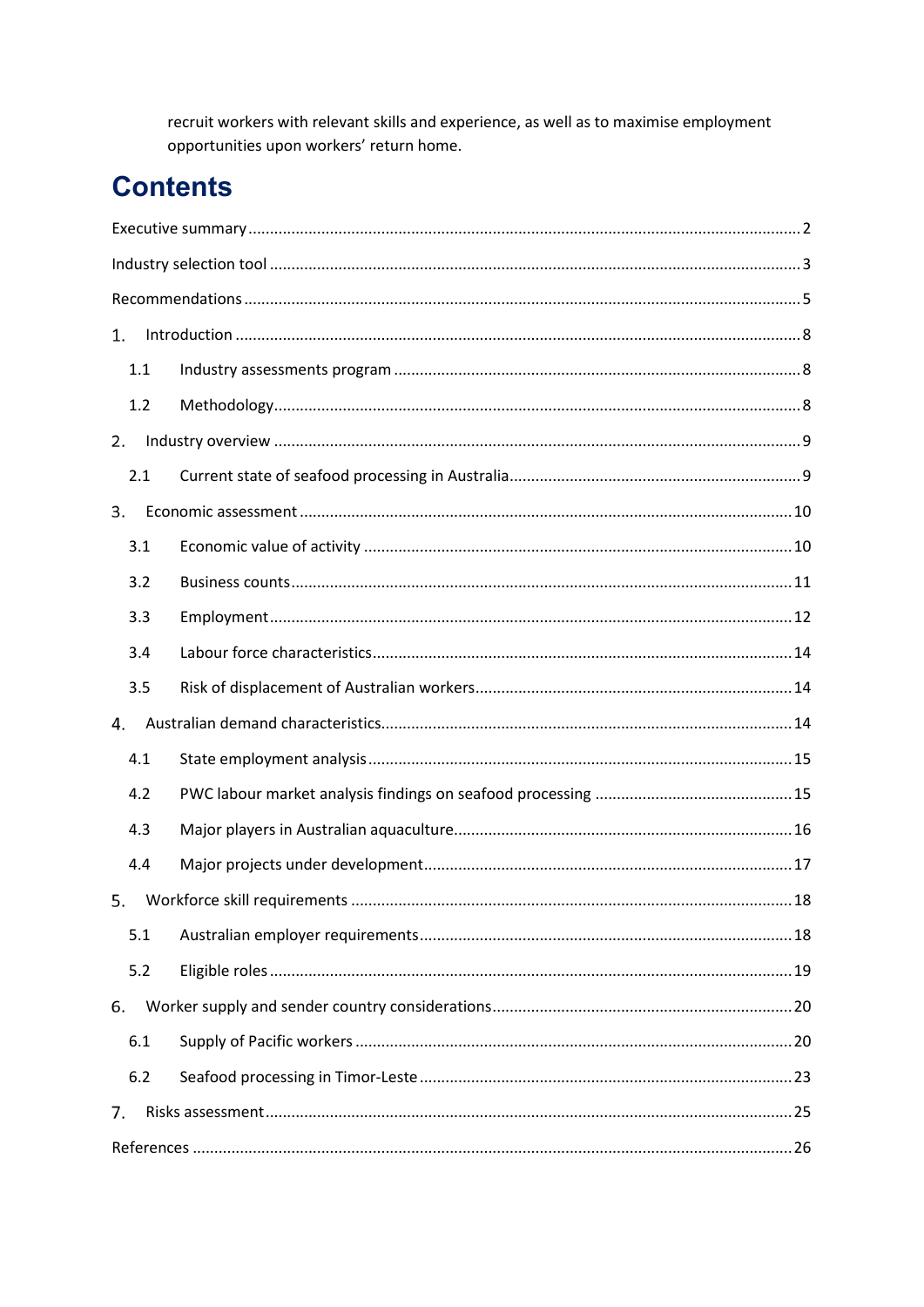recruit workers with relevant skills and experience, as well as to maximise employment opportunities upon workers' return home.

# Contents

Executive summary .......... 2

Industry selection tool .......... 3

Recommendations .......... 5

1. Introduction .......... 8
   - 1.1 Industry assessments program .......... 8
   - 1.2 Methodology .......... 8
2. Industry overview .......... 9
   - 2.1 Current state of seafood processing in Australia .......... 9
3. Economic assessment .......... 10
   - 3.1 Economic value of activity .......... 10
   - 3.2 Business counts .......... 11
   - 3.3 Employment .......... 12
   - 3.4 Labour force characteristics .......... 14
   - 3.5 Risk of displacement of Australian workers .......... 14
4. Australian demand characteristics .......... 14
   - 4.1 State employment analysis .......... 15
   - 4.2 PWC labour market analysis findings on seafood processing .......... 15
   - 4.3 Major players in Australian aquaculture .......... 16
   - 4.4 Major projects under development .......... 17
5. Workforce skill requirements .......... 18
   - 5.1 Australian employer requirements .......... 18
   - 5.2 Eligible roles .......... 19
6. Worker supply and sender country considerations .......... 20
   - 6.1 Supply of Pacific workers .......... 20
   - 6.2 Seafood processing in Timor-Leste .......... 23
7. Risks assessment .......... 25

References .......... 26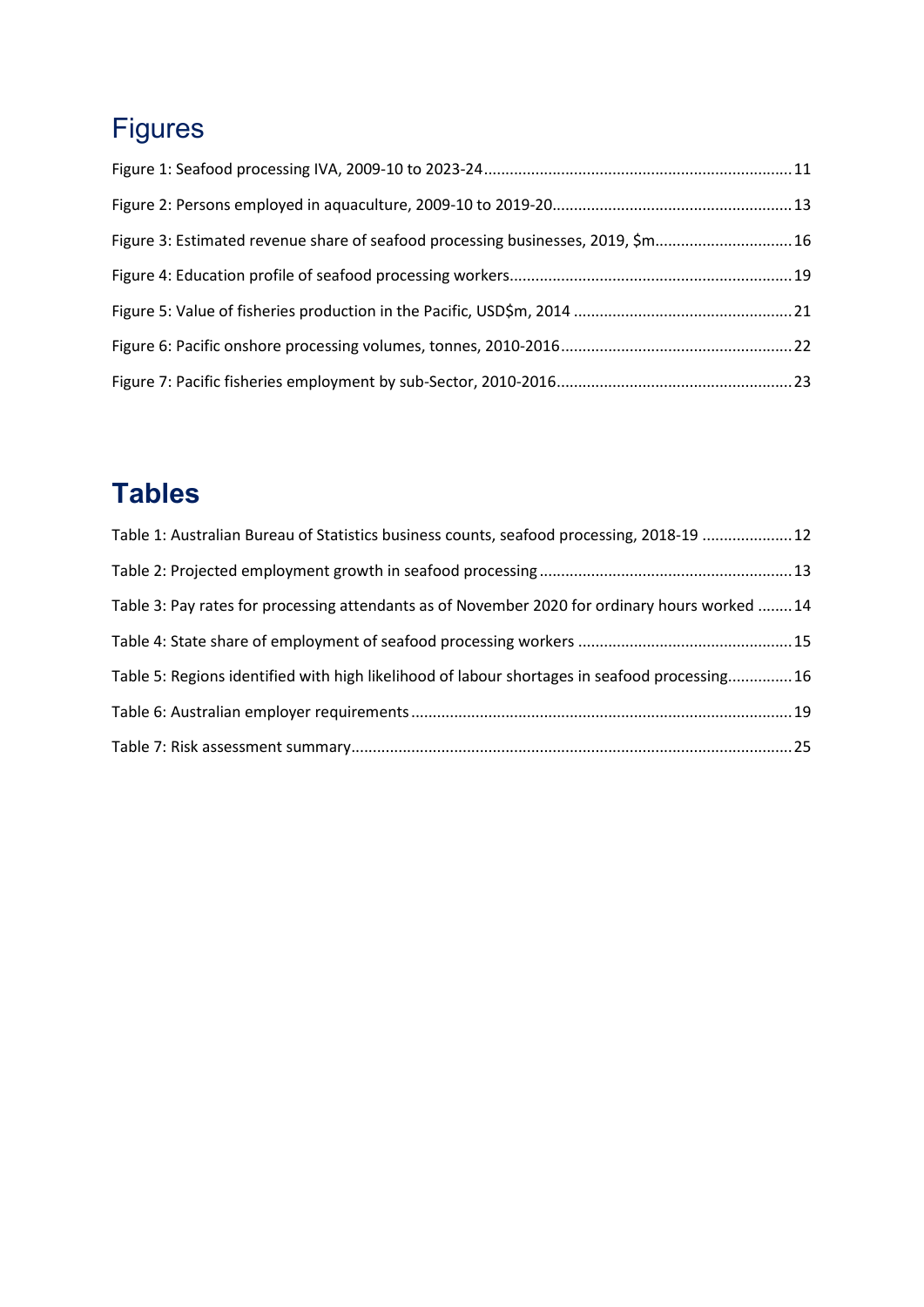# Figures

Figure 1: Seafood processing IVA, 2009-10 to 2023-24 ........ 11

Figure 2: Persons employed in aquaculture, 2009-10 to 2019-20 ........ 13

Figure 3: Estimated revenue share of seafood processing businesses, 2019, $m ........ 16

Figure 4: Education profile of seafood processing workers ........ 19

Figure 5: Value of fisheries production in the Pacific, USD$m, 2014 ........ 21

Figure 6: Pacific onshore processing volumes, tonnes, 2010-2016 ........ 22

Figure 7: Pacific fisheries employment by sub-Sector, 2010-2016 ........ 23

# Tables

Table 1: Australian Bureau of Statistics business counts, seafood processing, 2018-19 ........ 12

Table 2: Projected employment growth in seafood processing ........ 13

Table 3: Pay rates for processing attendants as of November 2020 for ordinary hours worked ........ 14

Table 4: State share of employment of seafood processing workers ........ 15

Table 5: Regions identified with high likelihood of labour shortages in seafood processing ........ 16

Table 6: Australian employer requirements ........ 19

Table 7: Risk assessment summary ........ 25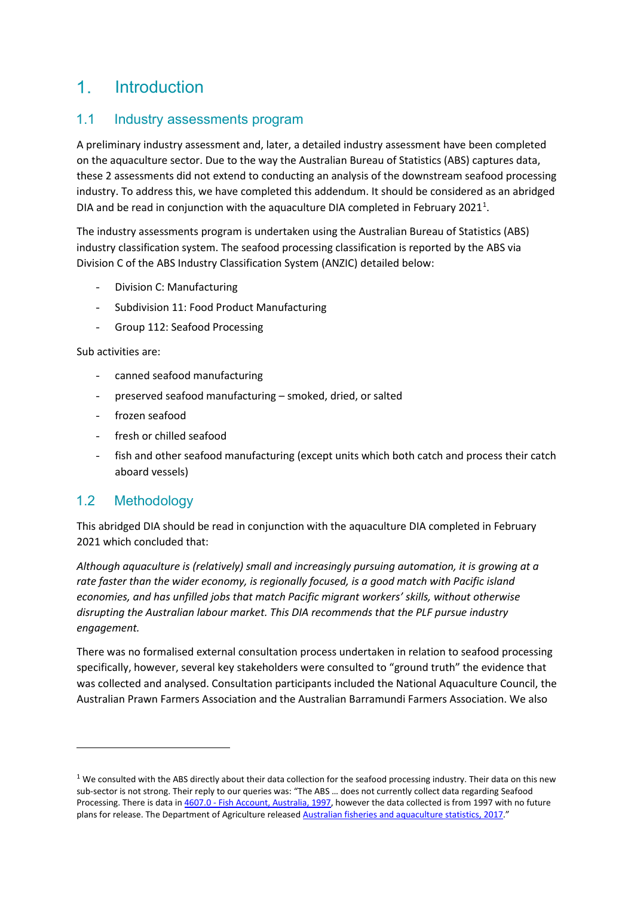# 1. Introduction

## 1.1 Industry assessments program

A preliminary industry assessment and, later, a detailed industry assessment have been completed on the aquaculture sector. Due to the way the Australian Bureau of Statistics (ABS) captures data, these 2 assessments did not extend to conducting an analysis of the downstream seafood processing industry. To address this, we have completed this addendum. It should be considered as an abridged DIA and be read in conjunction with the aquaculture DIA completed in February 2021[1].

The industry assessments program is undertaken using the Australian Bureau of Statistics (ABS) industry classification system. The seafood processing classification is reported by the ABS via Division C of the ABS Industry Classification System (ANZIC) detailed below:

- Division C: Manufacturing
- Subdivision 11: Food Product Manufacturing
- Group 112: Seafood Processing

Sub activities are:

- canned seafood manufacturing
- preserved seafood manufacturing – smoked, dried, or salted
- frozen seafood
- fresh or chilled seafood
- fish and other seafood manufacturing (except units which both catch and process their catch aboard vessels)

## 1.2 Methodology

This abridged DIA should be read in conjunction with the aquaculture DIA completed in February 2021 which concluded that:

*Although aquaculture is (relatively) small and increasingly pursuing automation, it is growing at a rate faster than the wider economy, is regionally focused, is a good match with Pacific island economies, and has unfilled jobs that match Pacific migrant workers' skills, without otherwise disrupting the Australian labour market. This DIA recommends that the PLF pursue industry engagement.*

There was no formalised external consultation process undertaken in relation to seafood processing specifically, however, several key stakeholders were consulted to "ground truth" the evidence that was collected and analysed. Consultation participants included the National Aquaculture Council, the Australian Prawn Farmers Association and the Australian Barramundi Farmers Association. We also

---

[1] We consulted with the ABS directly about their data collection for the seafood processing industry. Their data on this new sub-sector is not strong. Their reply to our queries was: "The ABS … does not currently collect data regarding Seafood Processing. There is data in 4607.0 - Fish Account, Australia, 1997, however the data collected is from 1997 with no future plans for release. The Department of Agriculture released Australian fisheries and aquaculture statistics, 2017."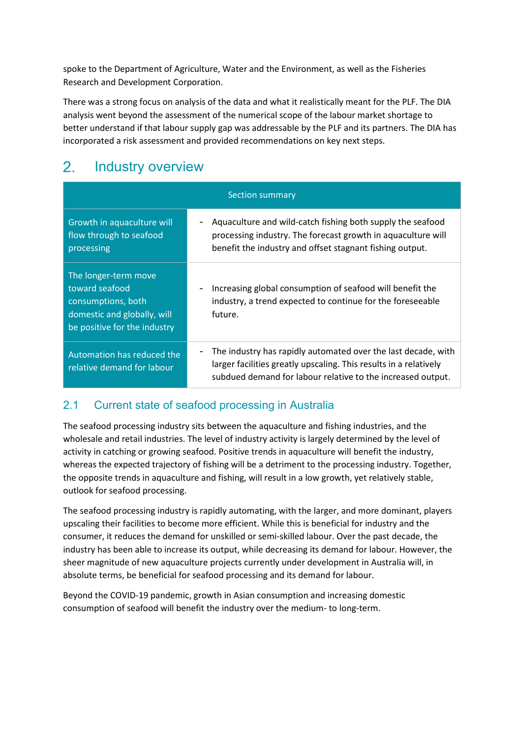spoke to the Department of Agriculture, Water and the Environment, as well as the Fisheries Research and Development Corporation.

There was a strong focus on analysis of the data and what it realistically meant for the PLF. The DIA analysis went beyond the assessment of the numerical scope of the labour market shortage to better understand if that labour supply gap was addressable by the PLF and its partners. The DIA has incorporated a risk assessment and provided recommendations on key next steps.

# 2. Industry overview

| Section summary | |
|---|---|
| Growth in aquaculture will flow through to seafood processing | - Aquaculture and wild-catch fishing both supply the seafood processing industry. The forecast growth in aquaculture will benefit the industry and offset stagnant fishing output. |
| The longer-term move toward seafood consumptions, both domestic and globally, will be positive for the industry | - Increasing global consumption of seafood will benefit the industry, a trend expected to continue for the foreseeable future. |
| Automation has reduced the relative demand for labour | - The industry has rapidly automated over the last decade, with larger facilities greatly upscaling. This results in a relatively subdued demand for labour relative to the increased output. |

## 2.1 Current state of seafood processing in Australia

The seafood processing industry sits between the aquaculture and fishing industries, and the wholesale and retail industries. The level of industry activity is largely determined by the level of activity in catching or growing seafood. Positive trends in aquaculture will benefit the industry, whereas the expected trajectory of fishing will be a detriment to the processing industry. Together, the opposite trends in aquaculture and fishing, will result in a low growth, yet relatively stable, outlook for seafood processing.

The seafood processing industry is rapidly automating, with the larger, and more dominant, players upscaling their facilities to become more efficient. While this is beneficial for industry and the consumer, it reduces the demand for unskilled or semi-skilled labour. Over the past decade, the industry has been able to increase its output, while decreasing its demand for labour. However, the sheer magnitude of new aquaculture projects currently under development in Australia will, in absolute terms, be beneficial for seafood processing and its demand for labour.

Beyond the COVID-19 pandemic, growth in Asian consumption and increasing domestic consumption of seafood will benefit the industry over the medium- to long-term.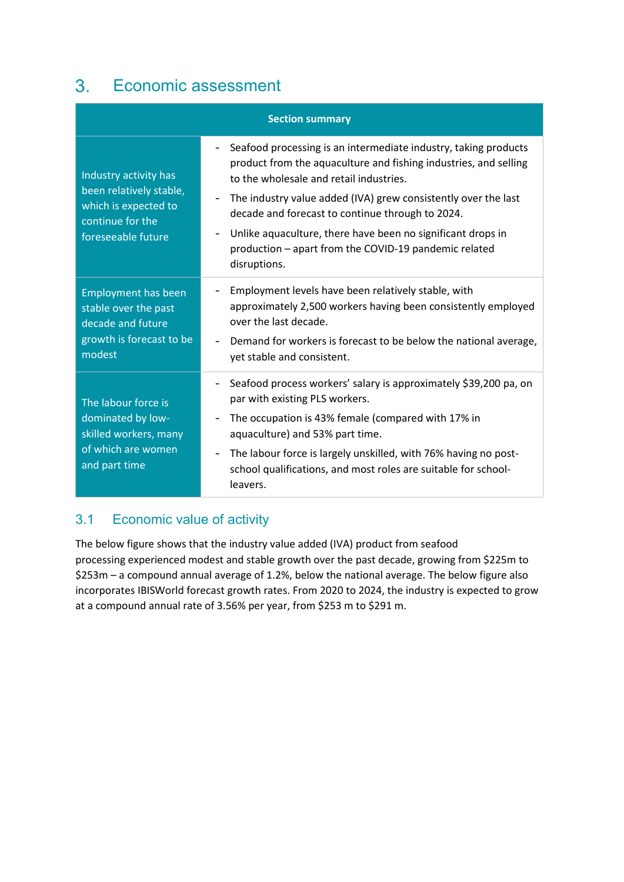# 3. Economic assessment

| Section summary | |
|---|---|
| Industry activity has been relatively stable, which is expected to continue for the foreseeable future | - Seafood processing is an intermediate industry, taking products product from the aquaculture and fishing industries, and selling to the wholesale and retail industries.<br>- The industry value added (IVA) grew consistently over the last decade and forecast to continue through to 2024.<br>- Unlike aquaculture, there have been no significant drops in production – apart from the COVID-19 pandemic related disruptions. |
| Employment has been stable over the past decade and future growth is forecast to be modest | - Employment levels have been relatively stable, with approximately 2,500 workers having been consistently employed over the last decade.<br>- Demand for workers is forecast to be below the national average, yet stable and consistent. |
| The labour force is dominated by low-skilled workers, many of which are women and part time | - Seafood process workers' salary is approximately $39,200 pa, on par with existing PLS workers.<br>- The occupation is 43% female (compared with 17% in aquaculture) and 53% part time.<br>- The labour force is largely unskilled, with 76% having no post-school qualifications, and most roles are suitable for school-leavers. |

## 3.1 Economic value of activity

The below figure shows that the industry value added (IVA) product from seafood processing experienced modest and stable growth over the past decade, growing from $225m to $253m – a compound annual average of 1.2%, below the national average. The below figure also incorporates IBISWorld forecast growth rates. From 2020 to 2024, the industry is expected to grow at a compound annual rate of 3.56% per year, from $253 m to $291 m.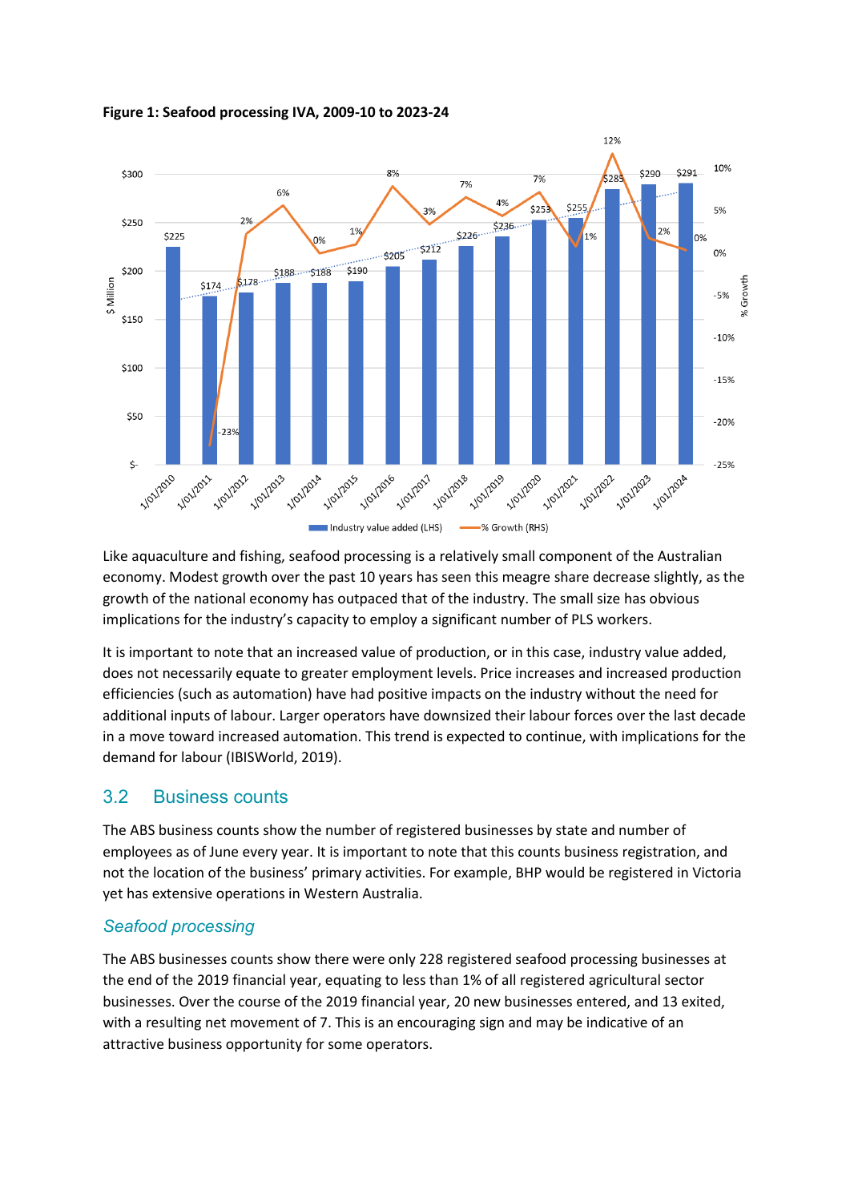**Figure 1: Seafood processing IVA, 2009-10 to 2023-24**

Like aquaculture and fishing, seafood processing is a relatively small component of the Australian economy. Modest growth over the past 10 years has seen this meagre share decrease slightly, as the growth of the national economy has outpaced that of the industry. The small size has obvious implications for the industry's capacity to employ a significant number of PLS workers.

It is important to note that an increased value of production, or in this case, industry value added, does not necessarily equate to greater employment levels. Price increases and increased production efficiencies (such as automation) have had positive impacts on the industry without the need for additional inputs of labour. Larger operators have downsized their labour forces over the last decade in a move toward increased automation. This trend is expected to continue, with implications for the demand for labour (IBISWorld, 2019).

## 3.2 Business counts

The ABS business counts show the number of registered businesses by state and number of employees as of June every year. It is important to note that this counts business registration, and not the location of the business' primary activities. For example, BHP would be registered in Victoria yet has extensive operations in Western Australia.

### *Seafood processing*

The ABS businesses counts show there were only 228 registered seafood processing businesses at the end of the 2019 financial year, equating to less than 1% of all registered agricultural sector businesses. Over the course of the 2019 financial year, 20 new businesses entered, and 13 exited, with a resulting net movement of 7. This is an encouraging sign and may be indicative of an attractive business opportunity for some operators.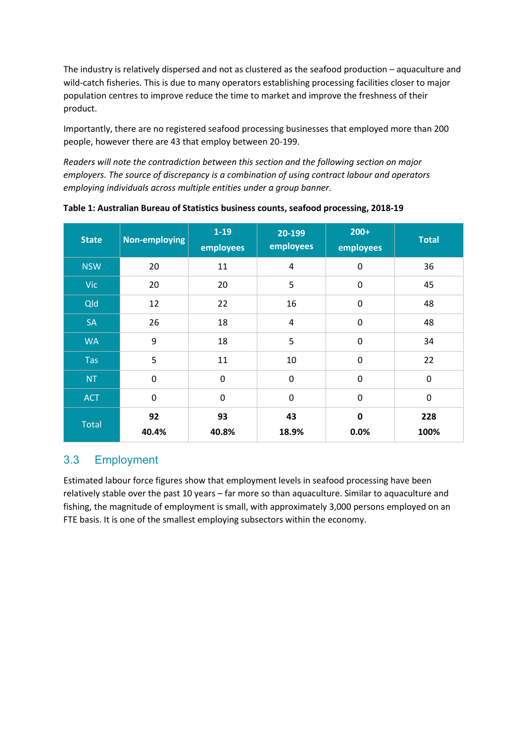The industry is relatively dispersed and not as clustered as the seafood production – aquaculture and wild-catch fisheries. This is due to many operators establishing processing facilities closer to major population centres to improve reduce the time to market and improve the freshness of their product.

Importantly, there are no registered seafood processing businesses that employed more than 200 people, however there are 43 that employ between 20-199.

*Readers will note the contradiction between this section and the following section on major employers. The source of discrepancy is a combination of using contract labour and operators employing individuals across multiple entities under a group banner.*

**Table 1: Australian Bureau of Statistics business counts, seafood processing, 2018-19**

| State | Non-employing | 1-19 employees | 20-199 employees | 200+ employees | Total |
|---|---|---|---|---|---|
| NSW | 20 | 11 | 4 | 0 | 36 |
| Vic | 20 | 20 | 5 | 0 | 45 |
| Qld | 12 | 22 | 16 | 0 | 48 |
| SA | 26 | 18 | 4 | 0 | 48 |
| WA | 9 | 18 | 5 | 0 | 34 |
| Tas | 5 | 11 | 10 | 0 | 22 |
| NT | 0 | 0 | 0 | 0 | 0 |
| ACT | 0 | 0 | 0 | 0 | 0 |
| Total | **92** **40.4%** | **93** **40.8%** | **43** **18.9%** | **0** **0.0%** | **228** **100%** |

## 3.3 Employment

Estimated labour force figures show that employment levels in seafood processing have been relatively stable over the past 10 years – far more so than aquaculture. Similar to aquaculture and fishing, the magnitude of employment is small, with approximately 3,000 persons employed on an FTE basis. It is one of the smallest employing subsectors within the economy.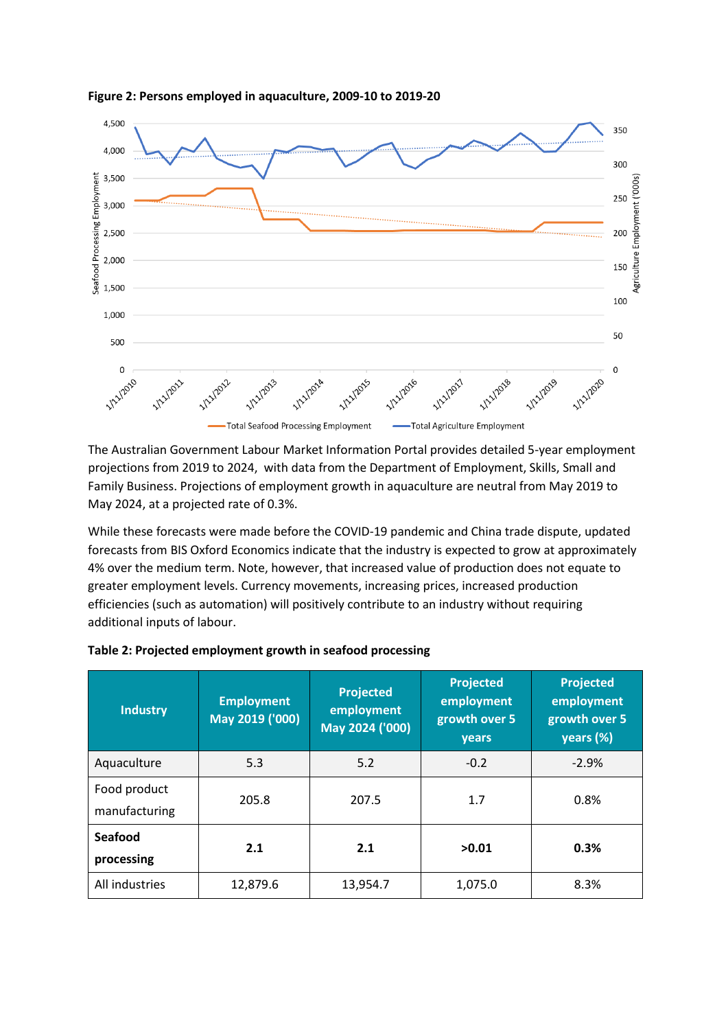**Figure 2: Persons employed in aquaculture, 2009-10 to 2019-20**

The Australian Government Labour Market Information Portal provides detailed 5-year employment projections from 2019 to 2024, with data from the Department of Employment, Skills, Small and Family Business. Projections of employment growth in aquaculture are neutral from May 2019 to May 2024, at a projected rate of 0.3%.

While these forecasts were made before the COVID-19 pandemic and China trade dispute, updated forecasts from BIS Oxford Economics indicate that the industry is expected to grow at approximately 4% over the medium term. Note, however, that increased value of production does not equate to greater employment levels. Currency movements, increasing prices, increased production efficiencies (such as automation) will positively contribute to an industry without requiring additional inputs of labour.

**Table 2: Projected employment growth in seafood processing**

| Industry | Employment May 2019 ('000) | Projected employment May 2024 ('000) | Projected employment growth over 5 years | Projected employment growth over 5 years (%) |
|---|---|---|---|---|
| Aquaculture | 5.3 | 5.2 | -0.2 | -2.9% |
| Food product manufacturing | 205.8 | 207.5 | 1.7 | 0.8% |
| **Seafood processing** | **2.1** | **2.1** | **>0.01** | **0.3%** |
| All industries | 12,879.6 | 13,954.7 | 1,075.0 | 8.3% |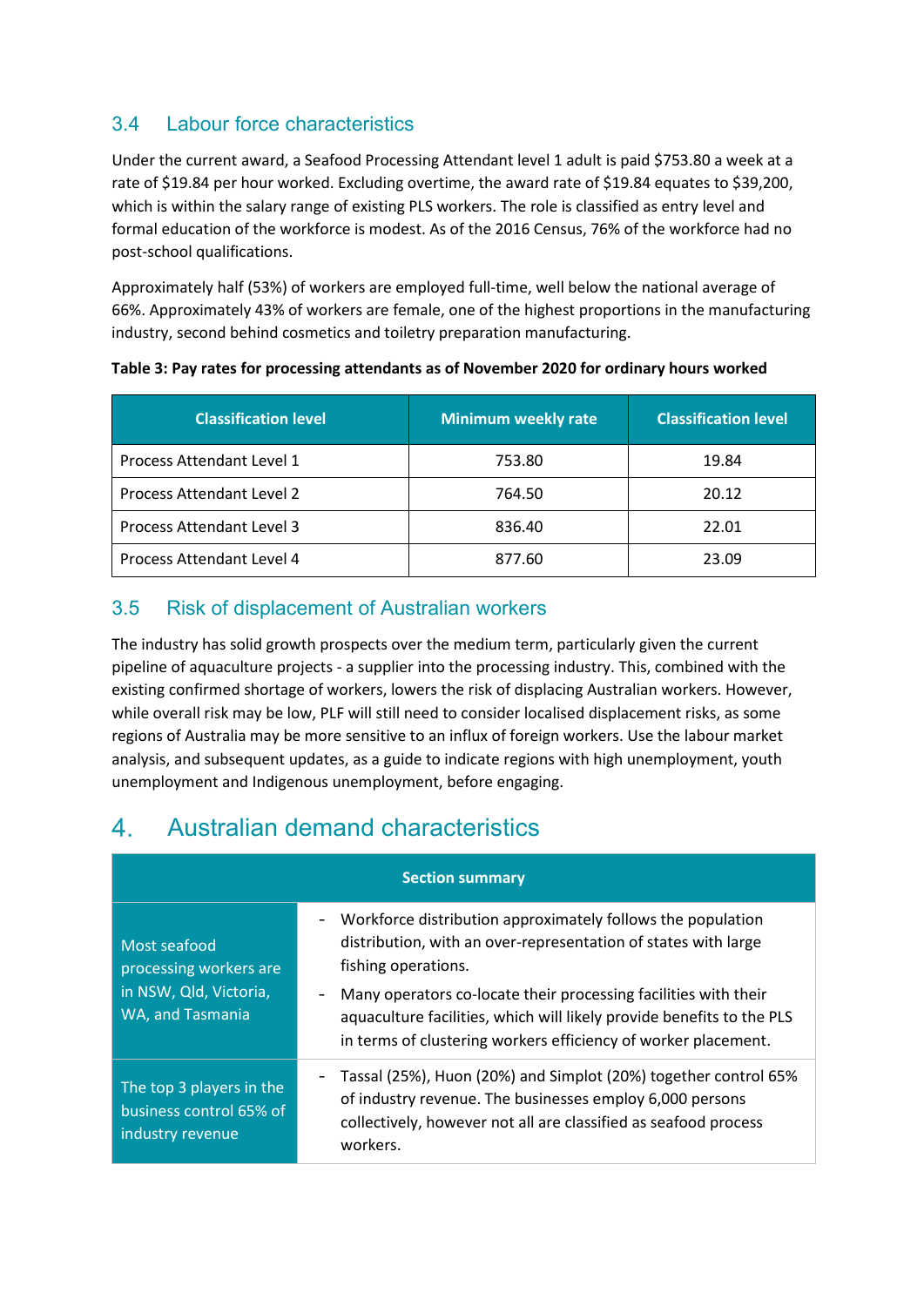## 3.4 Labour force characteristics

Under the current award, a Seafood Processing Attendant level 1 adult is paid $753.80 a week at a rate of $19.84 per hour worked. Excluding overtime, the award rate of $19.84 equates to $39,200, which is within the salary range of existing PLS workers. The role is classified as entry level and formal education of the workforce is modest. As of the 2016 Census, 76% of the workforce had no post-school qualifications.

Approximately half (53%) of workers are employed full-time, well below the national average of 66%. Approximately 43% of workers are female, one of the highest proportions in the manufacturing industry, second behind cosmetics and toiletry preparation manufacturing.

**Table 3: Pay rates for processing attendants as of November 2020 for ordinary hours worked**

| Classification level | Minimum weekly rate | Classification level |
|---|---|---|
| Process Attendant Level 1 | 753.80 | 19.84 |
| Process Attendant Level 2 | 764.50 | 20.12 |
| Process Attendant Level 3 | 836.40 | 22.01 |
| Process Attendant Level 4 | 877.60 | 23.09 |

## 3.5 Risk of displacement of Australian workers

The industry has solid growth prospects over the medium term, particularly given the current pipeline of aquaculture projects - a supplier into the processing industry. This, combined with the existing confirmed shortage of workers, lowers the risk of displacing Australian workers. However, while overall risk may be low, PLF will still need to consider localised displacement risks, as some regions of Australia may be more sensitive to an influx of foreign workers. Use the labour market analysis, and subsequent updates, as a guide to indicate regions with high unemployment, youth unemployment and Indigenous unemployment, before engaging.

# 4. Australian demand characteristics

| Section summary | |
|---|---|
| Most seafood processing workers are in NSW, Qld, Victoria, WA, and Tasmania | - Workforce distribution approximately follows the population distribution, with an over-representation of states with large fishing operations.<br>- Many operators co-locate their processing facilities with their aquaculture facilities, which will likely provide benefits to the PLS in terms of clustering workers efficiency of worker placement. |
| The top 3 players in the business control 65% of industry revenue | - Tassal (25%), Huon (20%) and Simplot (20%) together control 65% of industry revenue. The businesses employ 6,000 persons collectively, however not all are classified as seafood process workers. |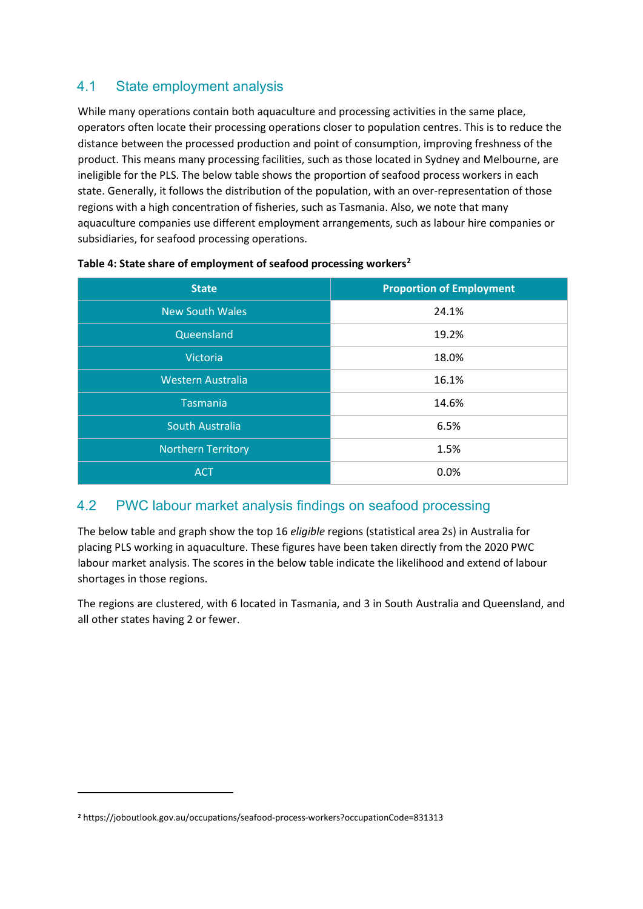## 4.1 State employment analysis

While many operations contain both aquaculture and processing activities in the same place, operators often locate their processing operations closer to population centres. This is to reduce the distance between the processed production and point of consumption, improving freshness of the product. This means many processing facilities, such as those located in Sydney and Melbourne, are ineligible for the PLS. The below table shows the proportion of seafood process workers in each state. Generally, it follows the distribution of the population, with an over-representation of those regions with a high concentration of fisheries, such as Tasmania. Also, we note that many aquaculture companies use different employment arrangements, such as labour hire companies or subsidiaries, for seafood processing operations.

**Table 4: State share of employment of seafood processing workers[2]**

| State | Proportion of Employment |
|---|---|
| New South Wales | 24.1% |
| Queensland | 19.2% |
| Victoria | 18.0% |
| Western Australia | 16.1% |
| Tasmania | 14.6% |
| South Australia | 6.5% |
| Northern Territory | 1.5% |
| ACT | 0.0% |

## 4.2 PWC labour market analysis findings on seafood processing

The below table and graph show the top 16 *eligible* regions (statistical area 2s) in Australia for placing PLS working in aquaculture. These figures have been taken directly from the 2020 PWC labour market analysis. The scores in the below table indicate the likelihood and extend of labour shortages in those regions.

The regions are clustered, with 6 located in Tasmania, and 3 in South Australia and Queensland, and all other states having 2 or fewer.

[2] https://joboutlook.gov.au/occupations/seafood-process-workers?occupationCode=831313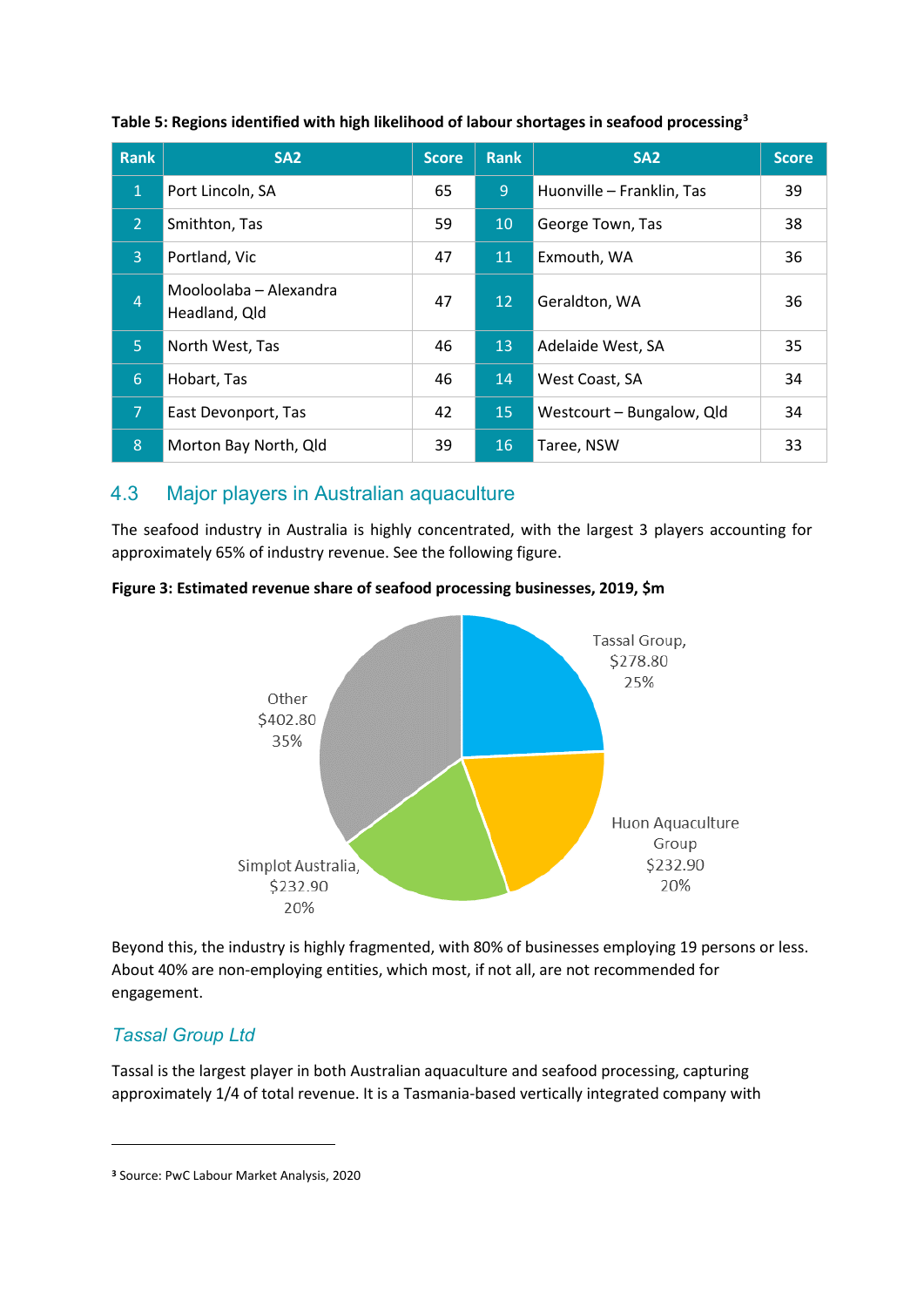**Table 5: Regions identified with high likelihood of labour shortages in seafood processing**[3]

| Rank | SA2 | Score | Rank | SA2 | Score |
|---|---|---|---|---|---|
| 1 | Port Lincoln, SA | 65 | 9 | Huonville – Franklin, Tas | 39 |
| 2 | Smithton, Tas | 59 | 10 | George Town, Tas | 38 |
| 3 | Portland, Vic | 47 | 11 | Exmouth, WA | 36 |
| 4 | Mooloolaba – Alexandra Headland, Qld | 47 | 12 | Geraldton, WA | 36 |
| 5 | North West, Tas | 46 | 13 | Adelaide West, SA | 35 |
| 6 | Hobart, Tas | 46 | 14 | West Coast, SA | 34 |
| 7 | East Devonport, Tas | 42 | 15 | Westcourt – Bungalow, Qld | 34 |
| 8 | Morton Bay North, Qld | 39 | 16 | Taree, NSW | 33 |

## 4.3 Major players in Australian aquaculture

The seafood industry in Australia is highly concentrated, with the largest 3 players accounting for approximately 65% of industry revenue. See the following figure.

**Figure 3: Estimated revenue share of seafood processing businesses, 2019, $m**

Tassal Group, $278.80 25%

Huon Aquaculture Group $232.90 20%

Simplot Australia, $232.90 20%

Other $402.80 35%

Beyond this, the industry is highly fragmented, with 80% of businesses employing 19 persons or less. About 40% are non-employing entities, which most, if not all, are not recommended for engagement.

### *Tassal Group Ltd*

Tassal is the largest player in both Australian aquaculture and seafood processing, capturing approximately 1/4 of total revenue. It is a Tasmania-based vertically integrated company with

[3] Source: PwC Labour Market Analysis, 2020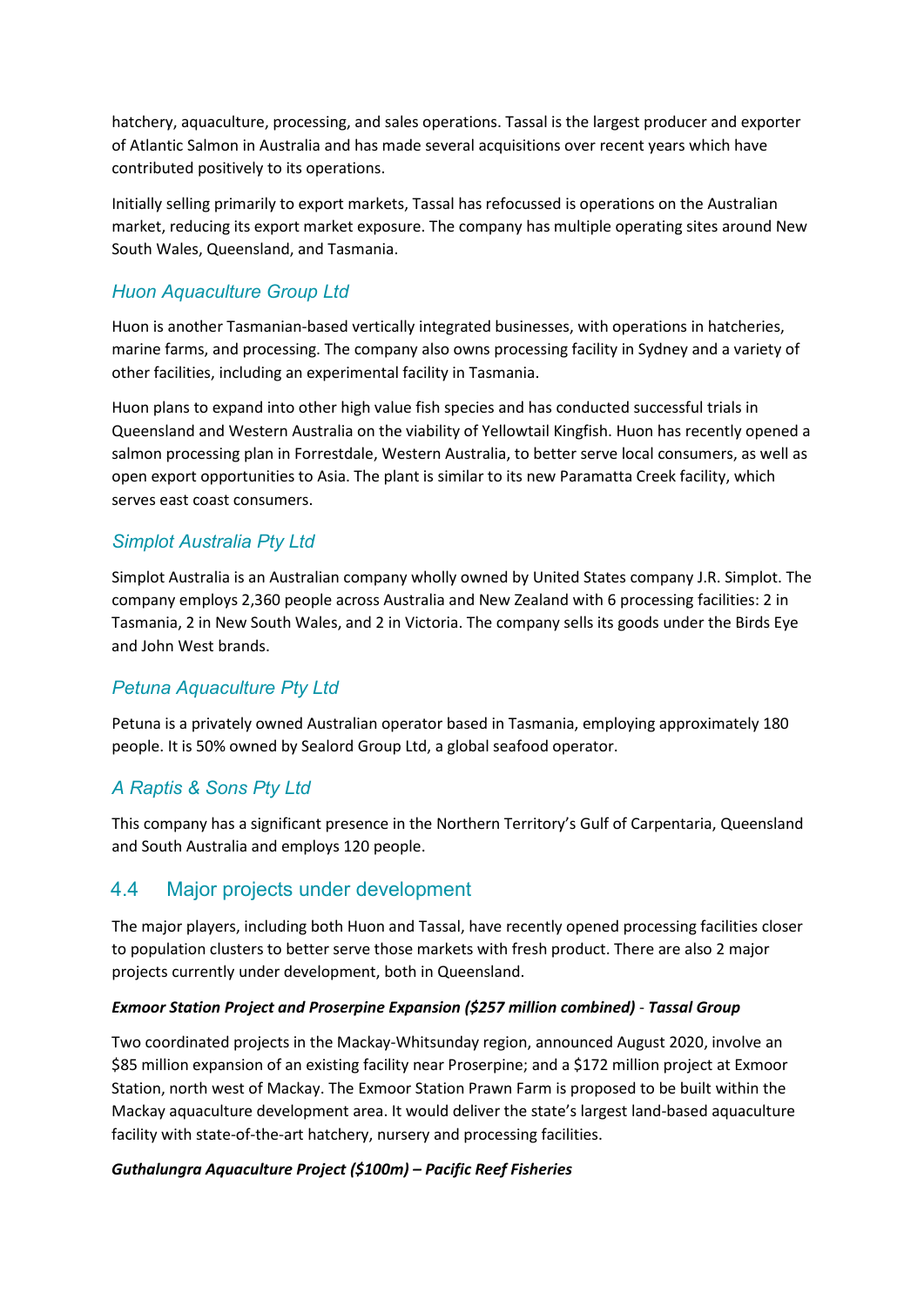hatchery, aquaculture, processing, and sales operations. Tassal is the largest producer and exporter of Atlantic Salmon in Australia and has made several acquisitions over recent years which have contributed positively to its operations.

Initially selling primarily to export markets, Tassal has refocussed is operations on the Australian market, reducing its export market exposure. The company has multiple operating sites around New South Wales, Queensland, and Tasmania.

### *Huon Aquaculture Group Ltd*

Huon is another Tasmanian-based vertically integrated businesses, with operations in hatcheries, marine farms, and processing. The company also owns processing facility in Sydney and a variety of other facilities, including an experimental facility in Tasmania.

Huon plans to expand into other high value fish species and has conducted successful trials in Queensland and Western Australia on the viability of Yellowtail Kingfish. Huon has recently opened a salmon processing plan in Forrestdale, Western Australia, to better serve local consumers, as well as open export opportunities to Asia. The plant is similar to its new Paramatta Creek facility, which serves east coast consumers.

### *Simplot Australia Pty Ltd*

Simplot Australia is an Australian company wholly owned by United States company J.R. Simplot. The company employs 2,360 people across Australia and New Zealand with 6 processing facilities: 2 in Tasmania, 2 in New South Wales, and 2 in Victoria. The company sells its goods under the Birds Eye and John West brands.

### *Petuna Aquaculture Pty Ltd*

Petuna is a privately owned Australian operator based in Tasmania, employing approximately 180 people. It is 50% owned by Sealord Group Ltd, a global seafood operator.

### *A Raptis & Sons Pty Ltd*

This company has a significant presence in the Northern Territory's Gulf of Carpentaria, Queensland and South Australia and employs 120 people.

## 4.4 Major projects under development

The major players, including both Huon and Tassal, have recently opened processing facilities closer to population clusters to better serve those markets with fresh product. There are also 2 major projects currently under development, both in Queensland.

***Exmoor Station Project and Proserpine Expansion ($257 million combined) - Tassal Group***

Two coordinated projects in the Mackay-Whitsunday region, announced August 2020, involve an $85 million expansion of an existing facility near Proserpine; and a $172 million project at Exmoor Station, north west of Mackay. The Exmoor Station Prawn Farm is proposed to be built within the Mackay aquaculture development area. It would deliver the state's largest land-based aquaculture facility with state-of-the-art hatchery, nursery and processing facilities.

***Guthalungra Aquaculture Project ($100m) – Pacific Reef Fisheries***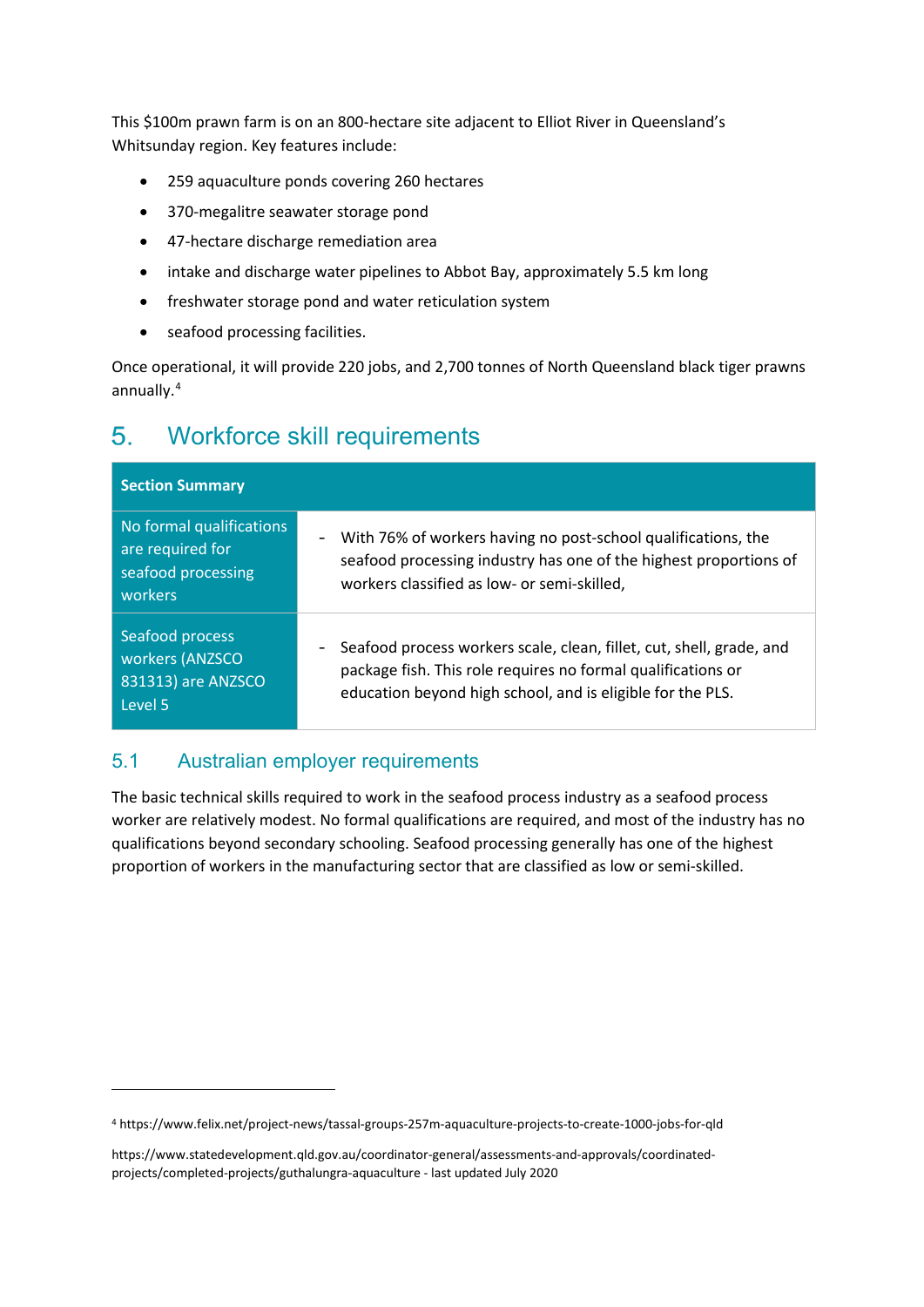This $100m prawn farm is on an 800-hectare site adjacent to Elliot River in Queensland's Whitsunday region. Key features include:

- 259 aquaculture ponds covering 260 hectares
- 370-megalitre seawater storage pond
- 47-hectare discharge remediation area
- intake and discharge water pipelines to Abbot Bay, approximately 5.5 km long
- freshwater storage pond and water reticulation system
- seafood processing facilities.

Once operational, it will provide 220 jobs, and 2,700 tonnes of North Queensland black tiger prawns annually.[4]

# 5. Workforce skill requirements

| Section Summary | |
|---|---|
| No formal qualifications are required for seafood processing workers | - With 76% of workers having no post-school qualifications, the seafood processing industry has one of the highest proportions of workers classified as low- or semi-skilled, |
| Seafood process workers (ANZSCO 831313) are ANZSCO Level 5 | - Seafood process workers scale, clean, fillet, cut, shell, grade, and package fish. This role requires no formal qualifications or education beyond high school, and is eligible for the PLS. |

## 5.1 Australian employer requirements

The basic technical skills required to work in the seafood process industry as a seafood process worker are relatively modest. No formal qualifications are required, and most of the industry has no qualifications beyond secondary schooling. Seafood processing generally has one of the highest proportion of workers in the manufacturing sector that are classified as low or semi-skilled.

---

[4] https://www.felix.net/project-news/tassal-groups-257m-aquaculture-projects-to-create-1000-jobs-for-qld

https://www.statedevelopment.qld.gov.au/coordinator-general/assessments-and-approvals/coordinated-projects/completed-projects/guthalungra-aquaculture - last updated July 2020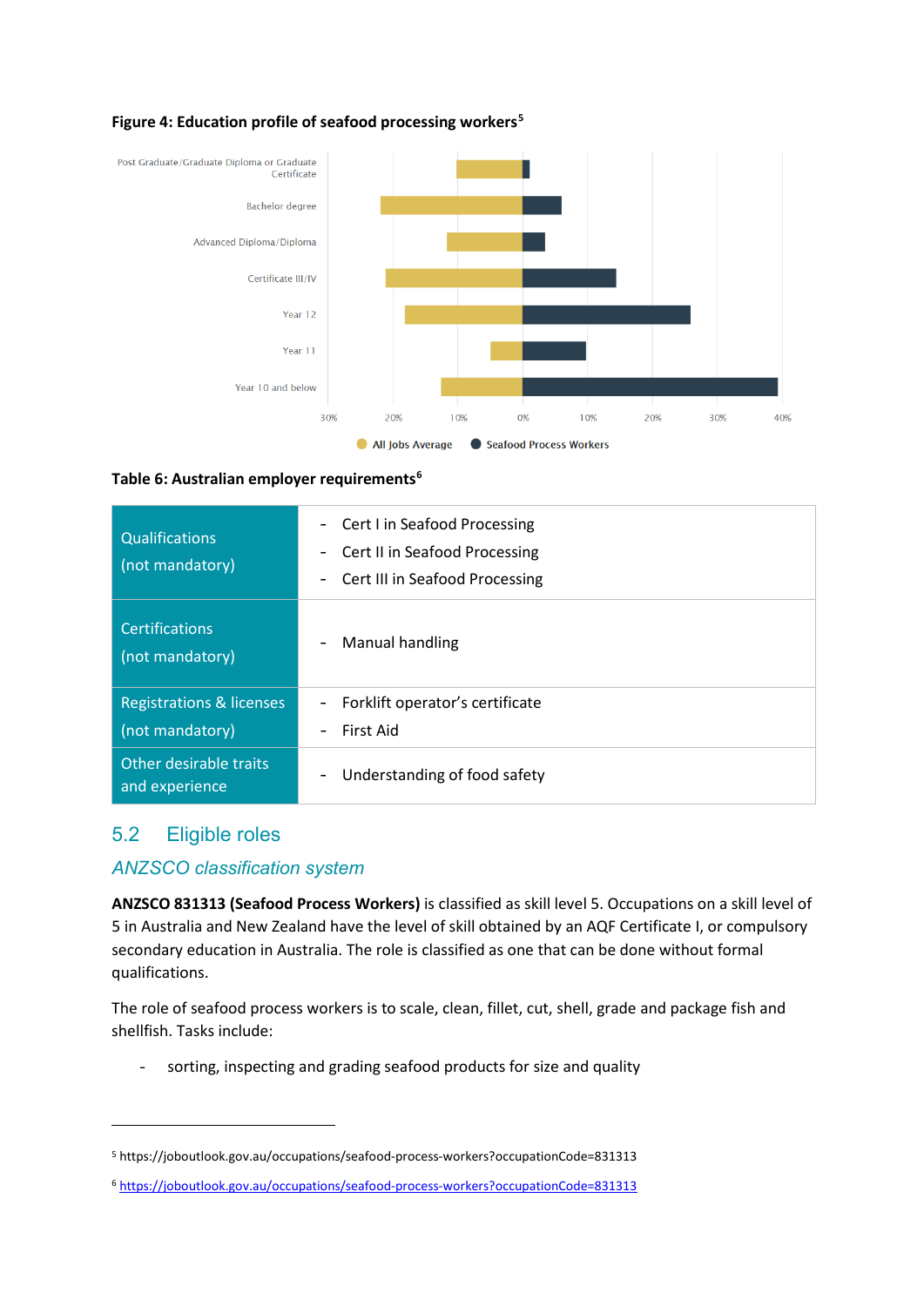**Figure 4: Education profile of seafood processing workers[5]**

**Table 6: Australian employer requirements[6]**

| | |
|---|---|
| Qualifications (not mandatory) | - Cert I in Seafood Processing<br>- Cert II in Seafood Processing<br>- Cert III in Seafood Processing |
| Certifications (not mandatory) | - Manual handling |
| Registrations & licenses (not mandatory) | - Forklift operator's certificate<br>- First Aid |
| Other desirable traits and experience | - Understanding of food safety |

## 5.2 Eligible roles

### *ANZSCO classification system*

**ANZSCO 831313 (Seafood Process Workers)** is classified as skill level 5. Occupations on a skill level of 5 in Australia and New Zealand have the level of skill obtained by an AQF Certificate I, or compulsory secondary education in Australia. The role is classified as one that can be done without formal qualifications.

The role of seafood process workers is to scale, clean, fillet, cut, shell, grade and package fish and shellfish. Tasks include:

- sorting, inspecting and grading seafood products for size and quality

---

[5] https://joboutlook.gov.au/occupations/seafood-process-workers?occupationCode=831313

[6] https://joboutlook.gov.au/occupations/seafood-process-workers?occupationCode=831313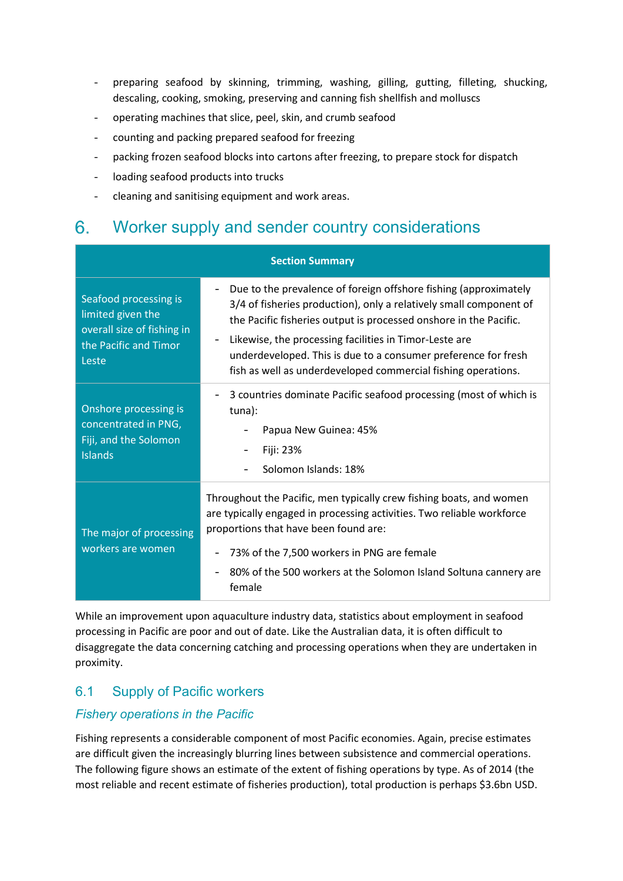- preparing seafood by skinning, trimming, washing, gilling, gutting, filleting, shucking, descaling, cooking, smoking, preserving and canning fish shellfish and molluscs
- operating machines that slice, peel, skin, and crumb seafood
- counting and packing prepared seafood for freezing
- packing frozen seafood blocks into cartons after freezing, to prepare stock for dispatch
- loading seafood products into trucks
- cleaning and sanitising equipment and work areas.

# 6. Worker supply and sender country considerations

| Section Summary | |
|---|---|
| Seafood processing is limited given the overall size of fishing in the Pacific and Timor Leste | - Due to the prevalence of foreign offshore fishing (approximately 3/4 of fisheries production), only a relatively small component of the Pacific fisheries output is processed onshore in the Pacific.<br>- Likewise, the processing facilities in Timor-Leste are underdeveloped. This is due to a consumer preference for fresh fish as well as underdeveloped commercial fishing operations. |
| Onshore processing is concentrated in PNG, Fiji, and the Solomon Islands | - 3 countries dominate Pacific seafood processing (most of which is tuna):<br>&nbsp;&nbsp;- Papua New Guinea: 45%<br>&nbsp;&nbsp;- Fiji: 23%<br>&nbsp;&nbsp;- Solomon Islands: 18% |
| The major of processing workers are women | Throughout the Pacific, men typically crew fishing boats, and women are typically engaged in processing activities. Two reliable workforce proportions that have been found are:<br>- 73% of the 7,500 workers in PNG are female<br>- 80% of the 500 workers at the Solomon Island Soltuna cannery are female |

While an improvement upon aquaculture industry data, statistics about employment in seafood processing in Pacific are poor and out of date. Like the Australian data, it is often difficult to disaggregate the data concerning catching and processing operations when they are undertaken in proximity.

## 6.1 Supply of Pacific workers

### *Fishery operations in the Pacific*

Fishing represents a considerable component of most Pacific economies. Again, precise estimates are difficult given the increasingly blurring lines between subsistence and commercial operations. The following figure shows an estimate of the extent of fishing operations by type. As of 2014 (the most reliable and recent estimate of fisheries production), total production is perhaps $3.6bn USD.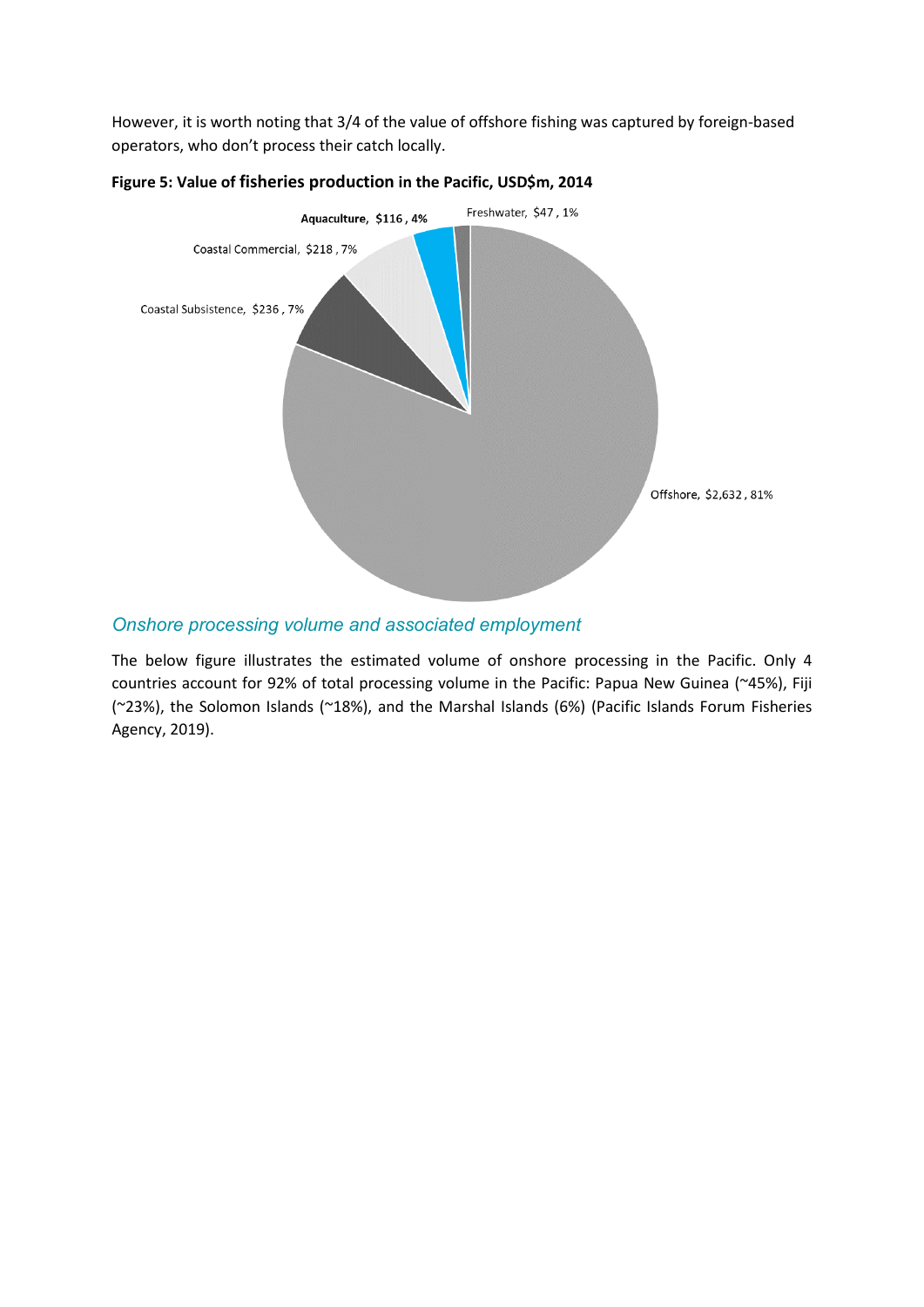However, it is worth noting that 3/4 of the value of offshore fishing was captured by foreign-based operators, who don't process their catch locally.

**Figure 5: Value of fisheries production in the Pacific, USD$m, 2014**

| Category | Value (USD$m) | Share |
|---|---|---|
| Offshore | $2,632 | 81% |
| Coastal Subsistence | $236 | 7% |
| Coastal Commercial | $218 | 7% |
| Aquaculture | $116 | 4% |
| Freshwater | $47 | 1% |

## *Onshore processing volume and associated employment*

The below figure illustrates the estimated volume of onshore processing in the Pacific. Only 4 countries account for 92% of total processing volume in the Pacific: Papua New Guinea (~45%), Fiji (~23%), the Solomon Islands (~18%), and the Marshal Islands (6%) (Pacific Islands Forum Fisheries Agency, 2019).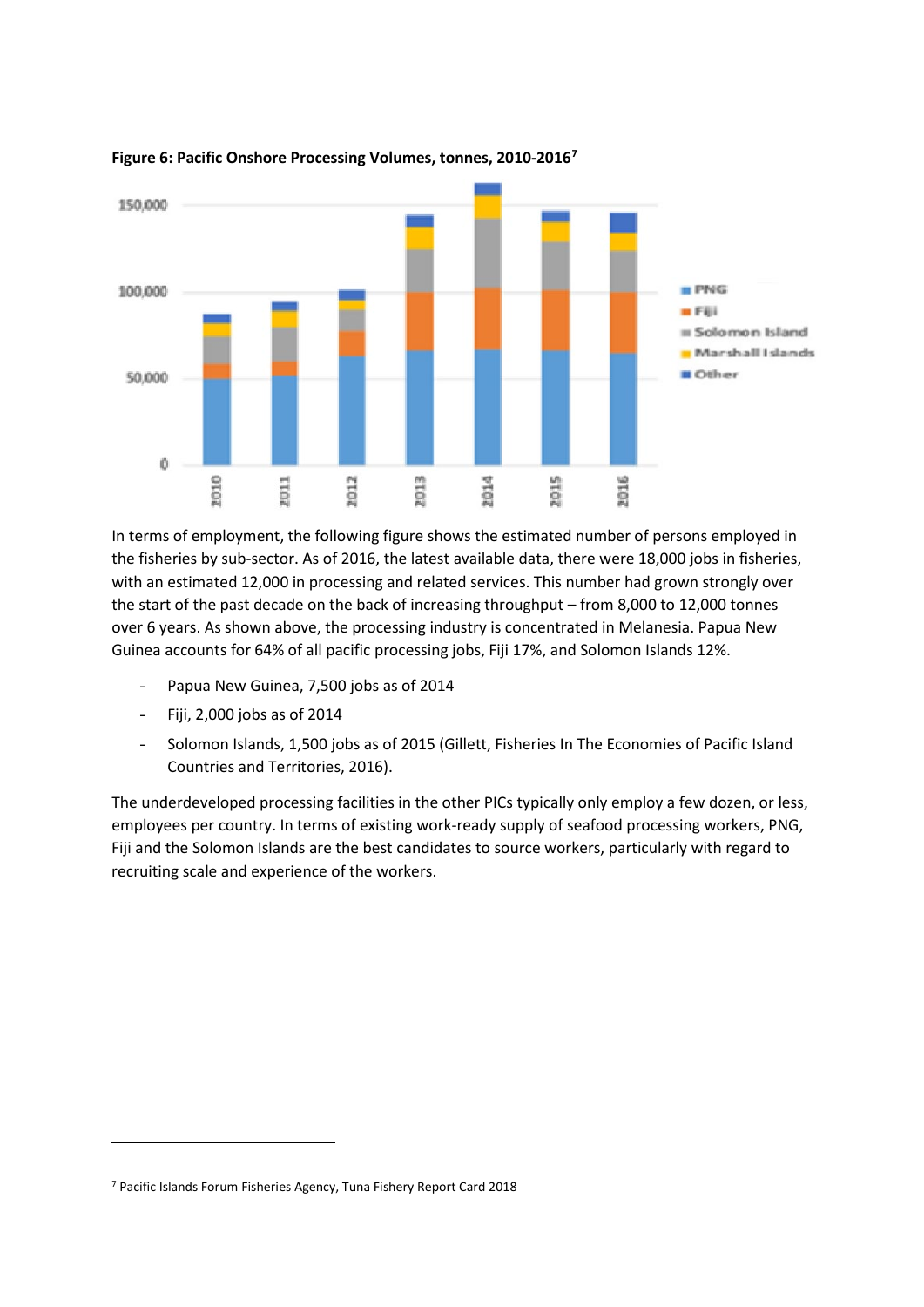**Figure 6: Pacific Onshore Processing Volumes, tonnes, 2010-2016**[7]

In terms of employment, the following figure shows the estimated number of persons employed in the fisheries by sub-sector. As of 2016, the latest available data, there were 18,000 jobs in fisheries, with an estimated 12,000 in processing and related services. This number had grown strongly over the start of the past decade on the back of increasing throughput – from 8,000 to 12,000 tonnes over 6 years. As shown above, the processing industry is concentrated in Melanesia. Papua New Guinea accounts for 64% of all pacific processing jobs, Fiji 17%, and Solomon Islands 12%.

- Papua New Guinea, 7,500 jobs as of 2014
- Fiji, 2,000 jobs as of 2014
- Solomon Islands, 1,500 jobs as of 2015 (Gillett, Fisheries In The Economies of Pacific Island Countries and Territories, 2016).

The underdeveloped processing facilities in the other PICs typically only employ a few dozen, or less, employees per country. In terms of existing work-ready supply of seafood processing workers, PNG, Fiji and the Solomon Islands are the best candidates to source workers, particularly with regard to recruiting scale and experience of the workers.

[7] Pacific Islands Forum Fisheries Agency, Tuna Fishery Report Card 2018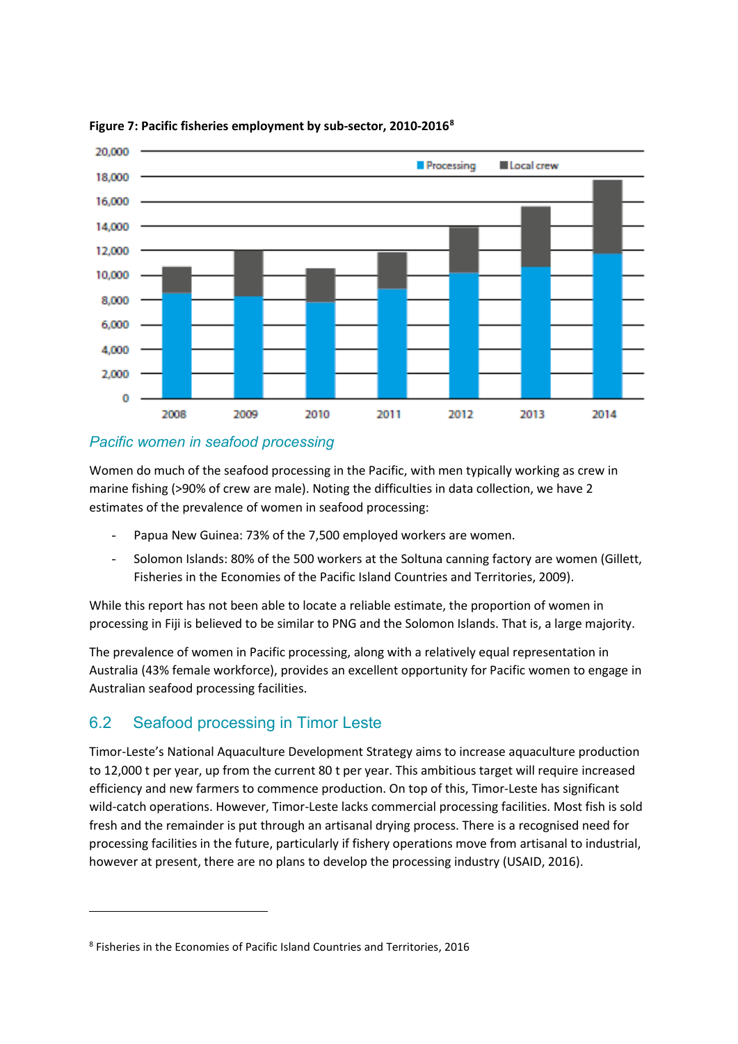**Figure 7: Pacific fisheries employment by sub-sector, 2010-2016**[8]

## Pacific women in seafood processing

Women do much of the seafood processing in the Pacific, with men typically working as crew in marine fishing (>90% of crew are male). Noting the difficulties in data collection, we have 2 estimates of the prevalence of women in seafood processing:

- Papua New Guinea: 73% of the 7,500 employed workers are women.
- Solomon Islands: 80% of the 500 workers at the Soltuna canning factory are women (Gillett, Fisheries in the Economies of the Pacific Island Countries and Territories, 2009).

While this report has not been able to locate a reliable estimate, the proportion of women in processing in Fiji is believed to be similar to PNG and the Solomon Islands. That is, a large majority.

The prevalence of women in Pacific processing, along with a relatively equal representation in Australia (43% female workforce), provides an excellent opportunity for Pacific women to engage in Australian seafood processing facilities.

## 6.2 Seafood processing in Timor Leste

Timor-Leste's National Aquaculture Development Strategy aims to increase aquaculture production to 12,000 t per year, up from the current 80 t per year. This ambitious target will require increased efficiency and new farmers to commence production. On top of this, Timor-Leste has significant wild-catch operations. However, Timor-Leste lacks commercial processing facilities. Most fish is sold fresh and the remainder is put through an artisanal drying process. There is a recognised need for processing facilities in the future, particularly if fishery operations move from artisanal to industrial, however at present, there are no plans to develop the processing industry (USAID, 2016).

[8] Fisheries in the Economies of Pacific Island Countries and Territories, 2016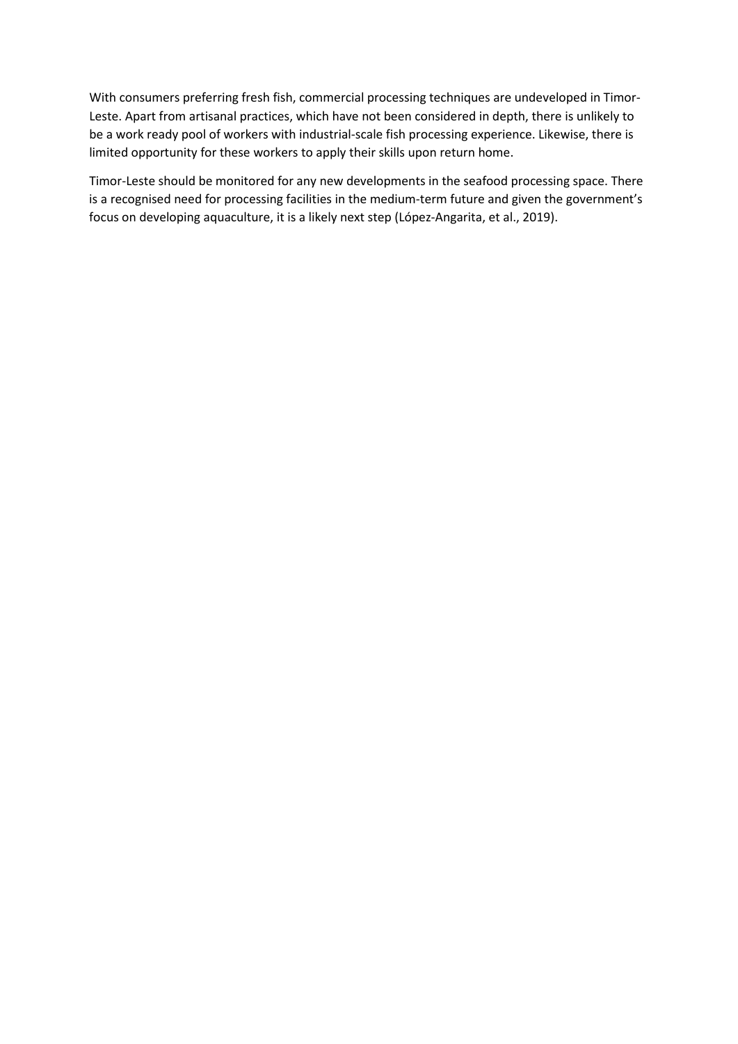With consumers preferring fresh fish, commercial processing techniques are undeveloped in Timor-Leste. Apart from artisanal practices, which have not been considered in depth, there is unlikely to be a work ready pool of workers with industrial-scale fish processing experience. Likewise, there is limited opportunity for these workers to apply their skills upon return home.

Timor-Leste should be monitored for any new developments in the seafood processing space. There is a recognised need for processing facilities in the medium-term future and given the government's focus on developing aquaculture, it is a likely next step (López-Angarita, et al., 2019).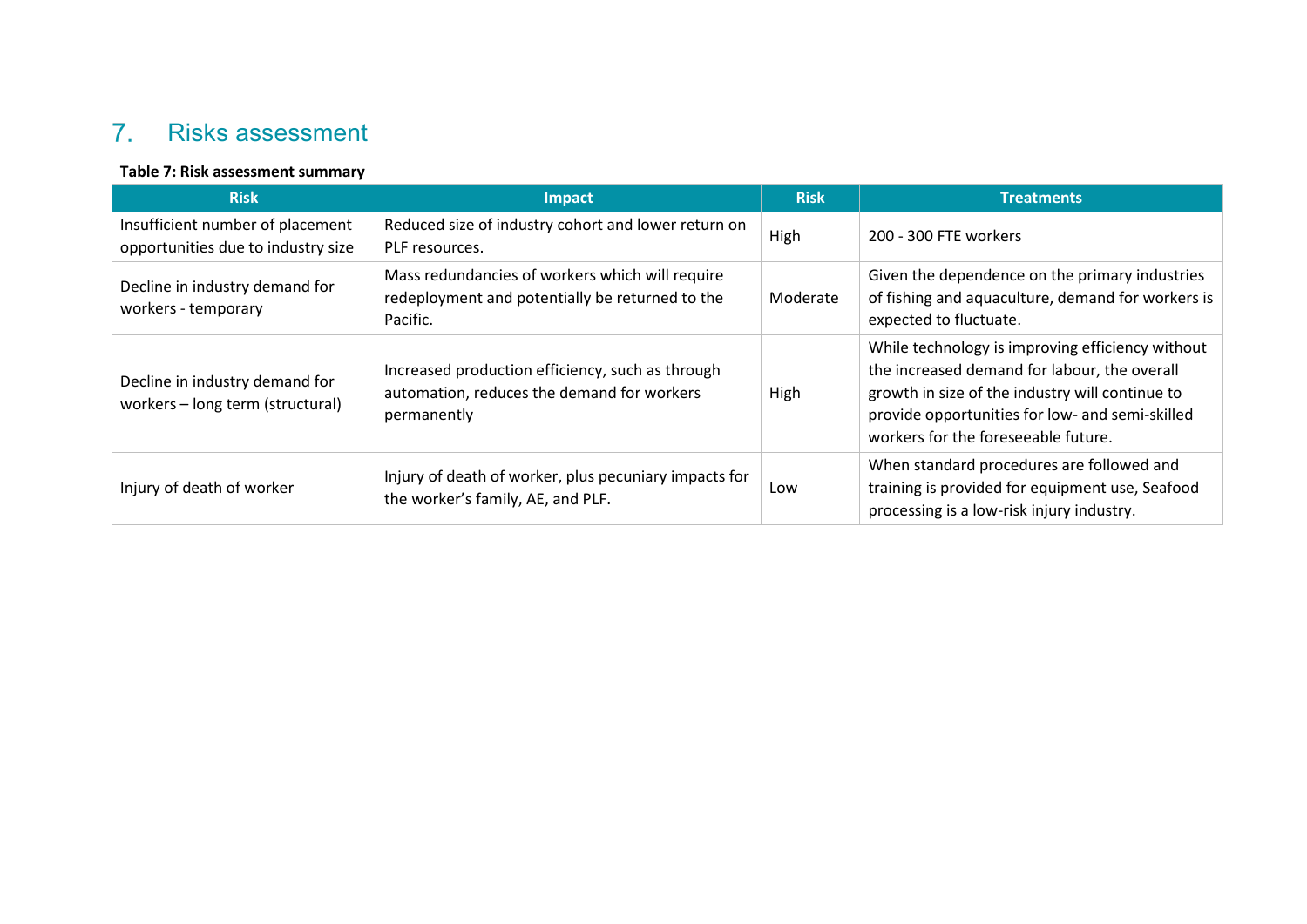## 7. Risks assessment

**Table 7: Risk assessment summary**

| Risk | Impact | Risk | Treatments |
|---|---|---|---|
| Insufficient number of placement opportunities due to industry size | Reduced size of industry cohort and lower return on PLF resources. | High | 200 - 300 FTE workers |
| Decline in industry demand for workers - temporary | Mass redundancies of workers which will require redeployment and potentially be returned to the Pacific. | Moderate | Given the dependence on the primary industries of fishing and aquaculture, demand for workers is expected to fluctuate. |
| Decline in industry demand for workers – long term (structural) | Increased production efficiency, such as through automation, reduces the demand for workers permanently | High | While technology is improving efficiency without the increased demand for labour, the overall growth in size of the industry will continue to provide opportunities for low- and semi-skilled workers for the foreseeable future. |
| Injury of death of worker | Injury of death of worker, plus pecuniary impacts for the worker's family, AE, and PLF. | Low | When standard procedures are followed and training is provided for equipment use, Seafood processing is a low-risk injury industry. |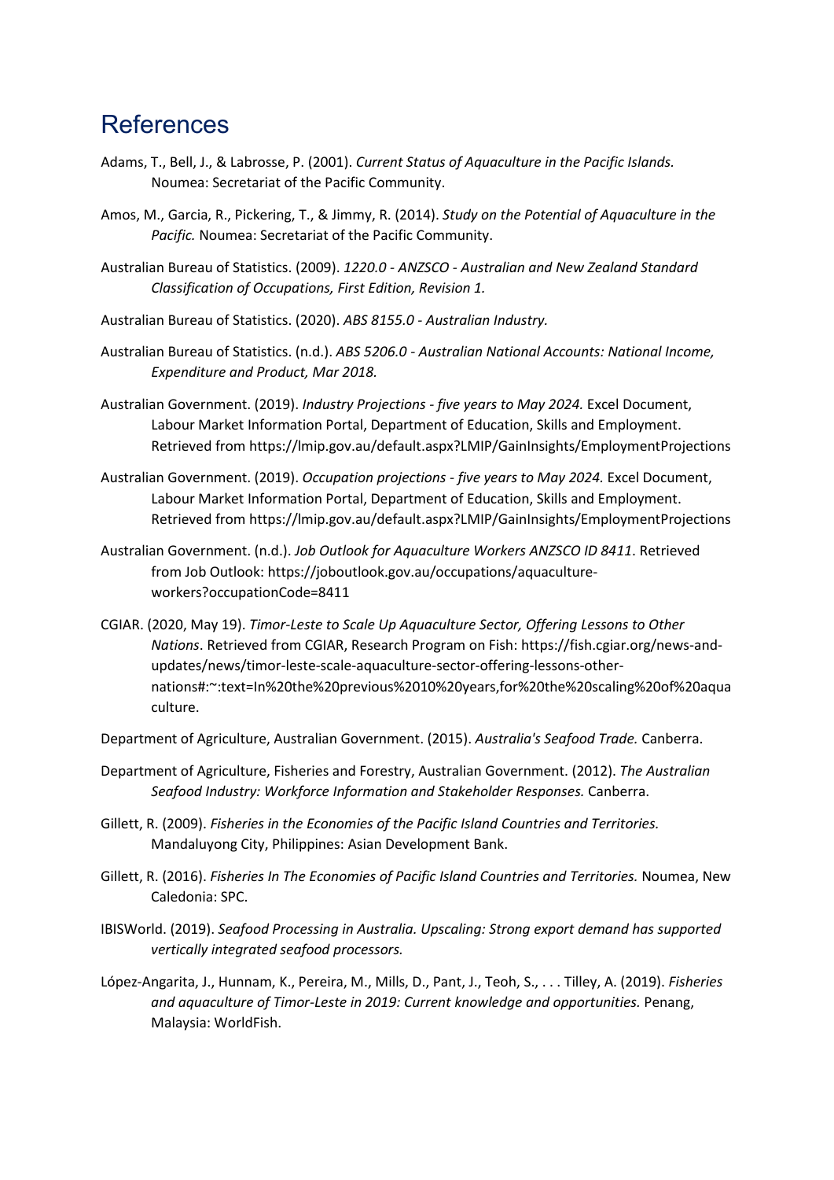# References

Adams, T., Bell, J., & Labrosse, P. (2001). *Current Status of Aquaculture in the Pacific Islands.* Noumea: Secretariat of the Pacific Community.

Amos, M., Garcia, R., Pickering, T., & Jimmy, R. (2014). *Study on the Potential of Aquaculture in the Pacific.* Noumea: Secretariat of the Pacific Community.

Australian Bureau of Statistics. (2009). *1220.0 - ANZSCO - Australian and New Zealand Standard Classification of Occupations, First Edition, Revision 1.*

Australian Bureau of Statistics. (2020). *ABS 8155.0 - Australian Industry.*

Australian Bureau of Statistics. (n.d.). *ABS 5206.0 - Australian National Accounts: National Income, Expenditure and Product, Mar 2018.*

Australian Government. (2019). *Industry Projections - five years to May 2024.* Excel Document, Labour Market Information Portal, Department of Education, Skills and Employment. Retrieved from https://lmip.gov.au/default.aspx?LMIP/GainInsights/EmploymentProjections

Australian Government. (2019). *Occupation projections - five years to May 2024.* Excel Document, Labour Market Information Portal, Department of Education, Skills and Employment. Retrieved from https://lmip.gov.au/default.aspx?LMIP/GainInsights/EmploymentProjections

Australian Government. (n.d.). *Job Outlook for Aquaculture Workers ANZSCO ID 8411*. Retrieved from Job Outlook: https://joboutlook.gov.au/occupations/aquaculture-workers?occupationCode=8411

CGIAR. (2020, May 19). *Timor-Leste to Scale Up Aquaculture Sector, Offering Lessons to Other Nations*. Retrieved from CGIAR, Research Program on Fish: https://fish.cgiar.org/news-and-updates/news/timor-leste-scale-aquaculture-sector-offering-lessons-other-nations#:~:text=In%20the%20previous%2010%20years,for%20the%20scaling%20of%20aquaculture.

Department of Agriculture, Australian Government. (2015). *Australia's Seafood Trade.* Canberra.

Department of Agriculture, Fisheries and Forestry, Australian Government. (2012). *The Australian Seafood Industry: Workforce Information and Stakeholder Responses.* Canberra.

Gillett, R. (2009). *Fisheries in the Economies of the Pacific Island Countries and Territories.* Mandaluyong City, Philippines: Asian Development Bank.

Gillett, R. (2016). *Fisheries In The Economies of Pacific Island Countries and Territories.* Noumea, New Caledonia: SPC.

IBISWorld. (2019). *Seafood Processing in Australia. Upscaling: Strong export demand has supported vertically integrated seafood processors.*

López-Angarita, J., Hunnam, K., Pereira, M., Mills, D., Pant, J., Teoh, S., . . . Tilley, A. (2019). *Fisheries and aquaculture of Timor-Leste in 2019: Current knowledge and opportunities.* Penang, Malaysia: WorldFish.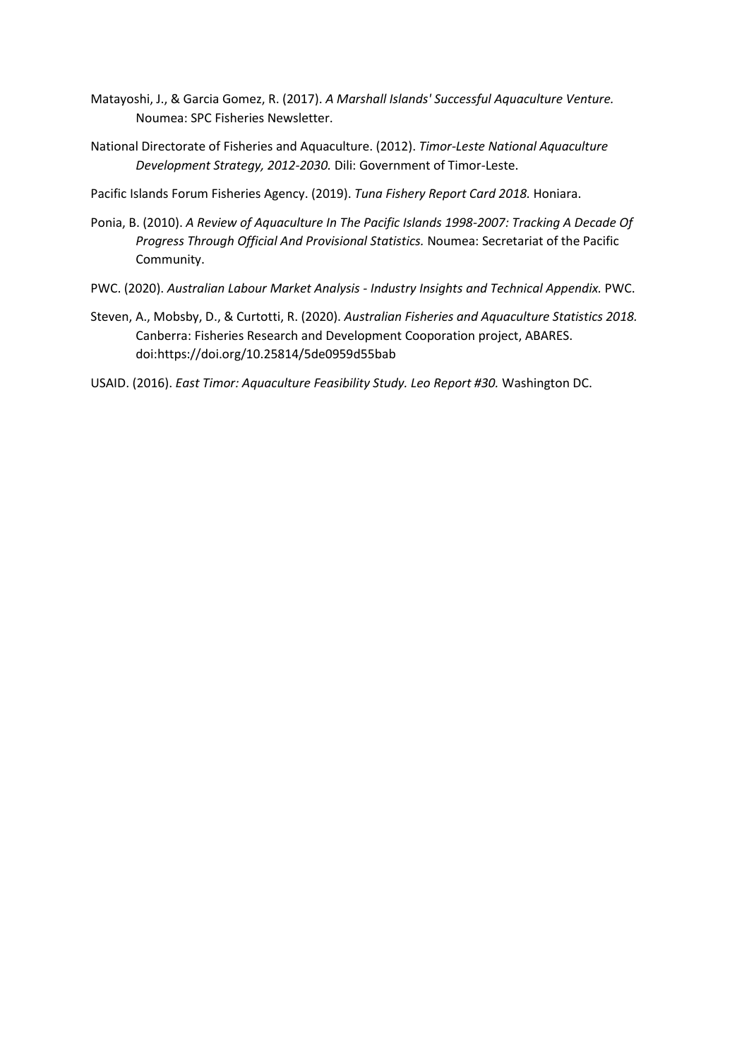Matayoshi, J., & Garcia Gomez, R. (2017). *A Marshall Islands' Successful Aquaculture Venture.* Noumea: SPC Fisheries Newsletter.

National Directorate of Fisheries and Aquaculture. (2012). *Timor-Leste National Aquaculture Development Strategy, 2012-2030.* Dili: Government of Timor-Leste.

Pacific Islands Forum Fisheries Agency. (2019). *Tuna Fishery Report Card 2018.* Honiara.

Ponia, B. (2010). *A Review of Aquaculture In The Pacific Islands 1998-2007: Tracking A Decade Of Progress Through Official And Provisional Statistics.* Noumea: Secretariat of the Pacific Community.

PWC. (2020). *Australian Labour Market Analysis - Industry Insights and Technical Appendix.* PWC.

Steven, A., Mobsby, D., & Curtotti, R. (2020). *Australian Fisheries and Aquaculture Statistics 2018.* Canberra: Fisheries Research and Development Cooporation project, ABARES. doi:https://doi.org/10.25814/5de0959d55bab

USAID. (2016). *East Timor: Aquaculture Feasibility Study. Leo Report #30.* Washington DC.